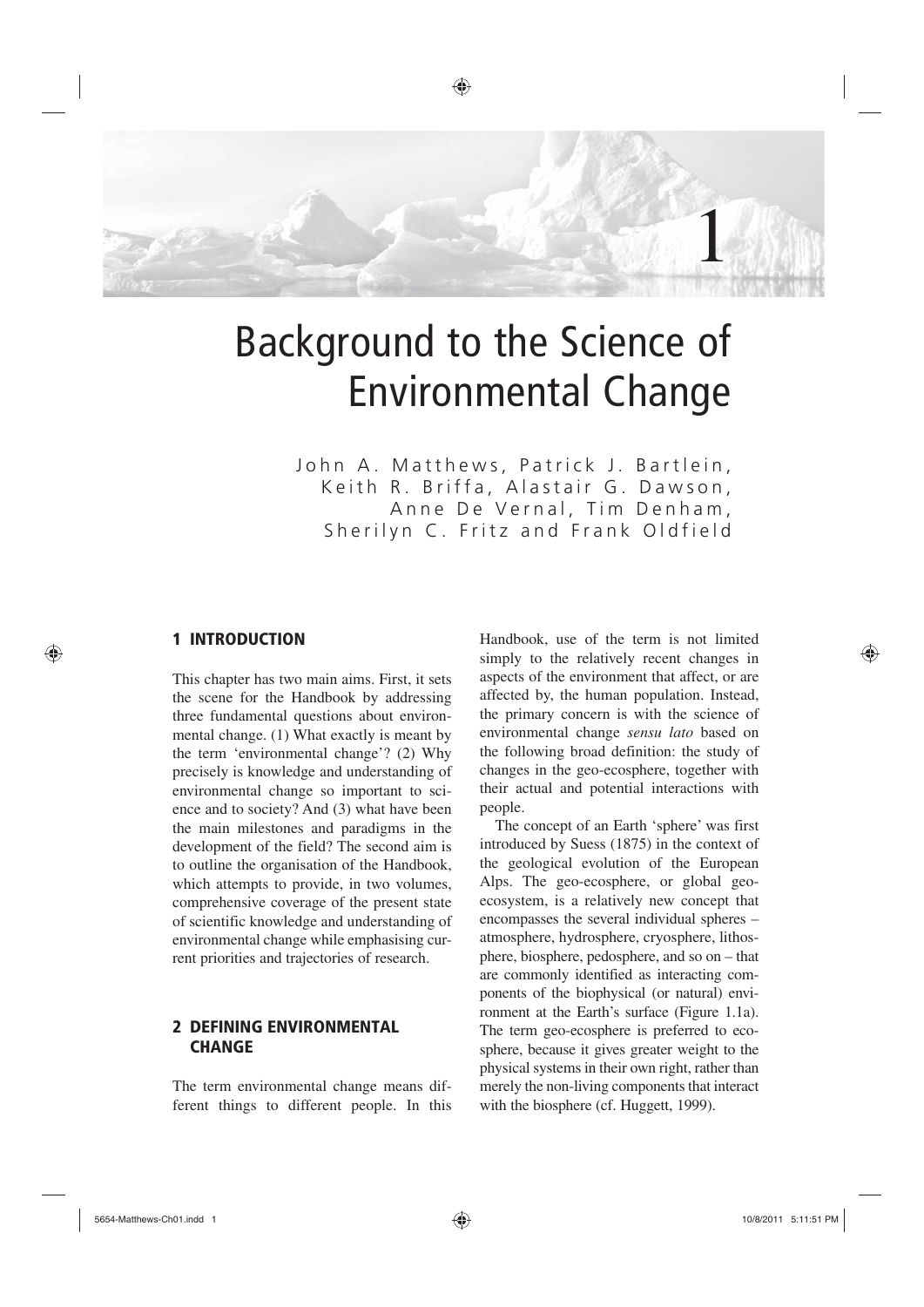# 1 Background to the Science of Environmental Change

John A. Matthews, Patrick J. Bartlein, Keith R. Briffa, Alastair G. Dawson, Anne De Vernal, Tim Denham, Sherilyn C. Fritz and Frank Oldfield

## 1 INTRODUCTION

This chapter has two main aims. First, it sets the scene for the Handbook by addressing three fundamental questions about environmental change. (1) What exactly is meant by the term 'environmental change'? (2) Why precisely is knowledge and understanding of environmental change so important to science and to society? And (3) what have been the main milestones and paradigms in the development of the field? The second aim is to outline the organisation of the Handbook, which attempts to provide, in two volumes, comprehensive coverage of the present state of scientific knowledge and understanding of environmental change while emphasising current priorities and trajectories of research.

## 2 DEFINING ENVIRONMENTAL CHANGE

The term environmental change means different things to different people. In this Handbook, use of the term is not limited simply to the relatively recent changes in aspects of the environment that affect, or are affected by, the human population. Instead, the primary concern is with the science of environmental change *sensu lato* based on the following broad definition: the study of changes in the geo-ecosphere, together with their actual and potential interactions with people.

The concept of an Earth 'sphere' was first introduced by Suess (1875) in the context of the geological evolution of the European Alps. The geo-ecosphere, or global geo-ecosystem, is a relatively new concept that encompasses the several individual spheres – atmosphere, hydrosphere, cryosphere, lithosphere, biosphere, pedosphere, and so on – that are commonly identified as interacting components of the biophysical (or natural) environment at the Earth's surface (Figure 1.1a). The term geo-ecosphere is preferred to ecosphere, because it gives greater weight to the physical systems in their own right, rather than merely the non-living components that interact with the biosphere (cf. Huggett, 1999).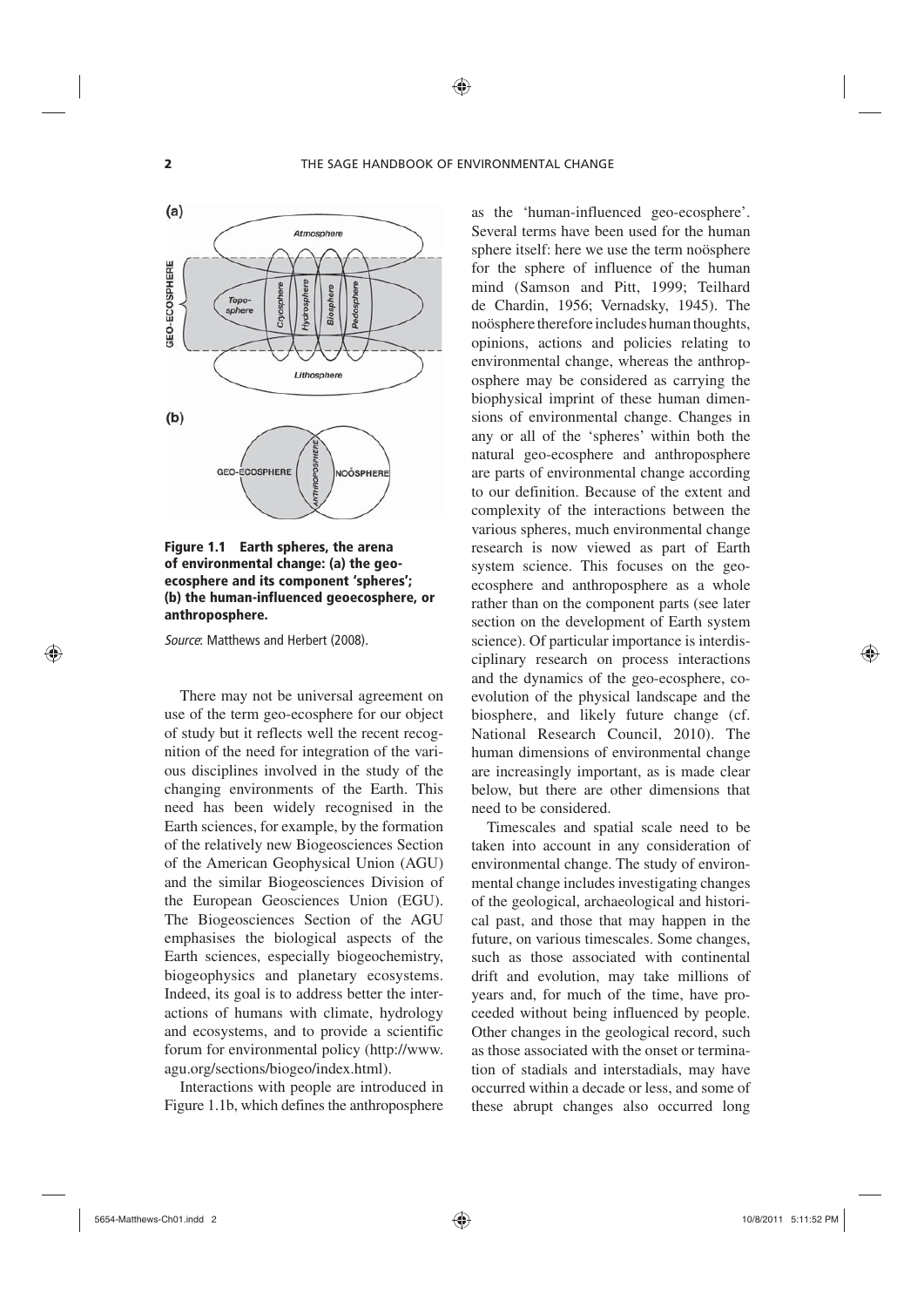**Figure 1.1 Earth spheres, the arena of environmental change: (a) the geo-ecosphere and its component 'spheres'; (b) the human-influenced geoecosphere, or anthroposphere.**

*Source*: Matthews and Herbert (2008).

There may not be universal agreement on use of the term geo-ecosphere for our object of study but it reflects well the recent recognition of the need for integration of the various disciplines involved in the study of the changing environments of the Earth. This need has been widely recognised in the Earth sciences, for example, by the formation of the relatively new Biogeosciences Section of the American Geophysical Union (AGU) and the similar Biogeosciences Division of the European Geosciences Union (EGU). The Biogeosciences Section of the AGU emphasises the biological aspects of the Earth sciences, especially biogeochemistry, biogeophysics and planetary ecosystems. Indeed, its goal is to address better the interactions of humans with climate, hydrology and ecosystems, and to provide a scientific forum for environmental policy (http://www.agu.org/sections/biogeo/index.html).

Interactions with people are introduced in Figure 1.1b, which defines the anthroposphere as the 'human-influenced geo-ecosphere'. Several terms have been used for the human sphere itself: here we use the term noösphere for the sphere of influence of the human mind (Samson and Pitt, 1999; Teilhard de Chardin, 1956; Vernadsky, 1945). The noösphere therefore includes human thoughts, opinions, actions and policies relating to environmental change, whereas the anthroposphere may be considered as carrying the biophysical imprint of these human dimensions of environmental change. Changes in any or all of the 'spheres' within both the natural geo-ecosphere and anthroposphere are parts of environmental change according to our definition. Because of the extent and complexity of the interactions between the various spheres, much environmental change research is now viewed as part of Earth system science. This focuses on the geo-ecosphere and anthroposphere as a whole rather than on the component parts (see later section on the development of Earth system science). Of particular importance is interdisciplinary research on process interactions and the dynamics of the geo-ecosphere, co-evolution of the physical landscape and the biosphere, and likely future change (cf. National Research Council, 2010). The human dimensions of environmental change are increasingly important, as is made clear below, but there are other dimensions that need to be considered.

Timescales and spatial scale need to be taken into account in any consideration of environmental change. The study of environmental change includes investigating changes of the geological, archaeological and historical past, and those that may happen in the future, on various timescales. Some changes, such as those associated with continental drift and evolution, may take millions of years and, for much of the time, have proceeded without being influenced by people. Other changes in the geological record, such as those associated with the onset or termination of stadials and interstadials, may have occurred within a decade or less, and some of these abrupt changes also occurred long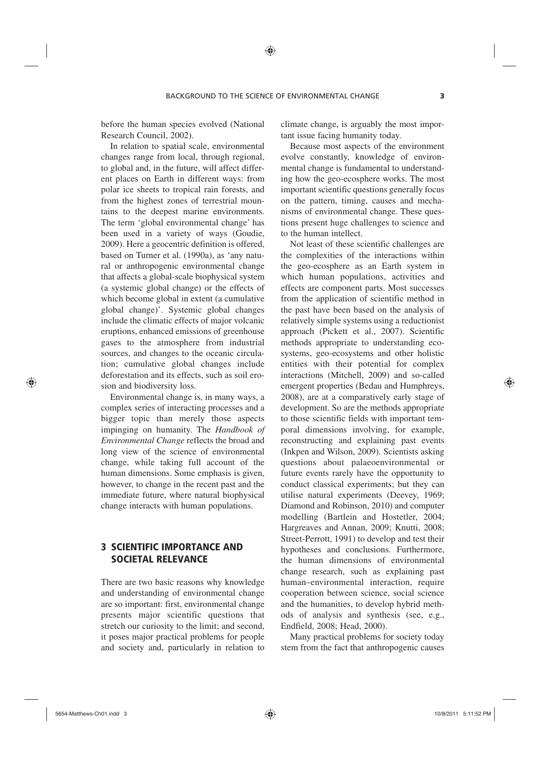before the human species evolved (National Research Council, 2002).

In relation to spatial scale, environmental changes range from local, through regional, to global and, in the future, will affect different places on Earth in different ways: from polar ice sheets to tropical rain forests, and from the highest zones of terrestrial mountains to the deepest marine environments. The term 'global environmental change' has been used in a variety of ways (Goudie, 2009). Here a geocentric definition is offered, based on Turner et al. (1990a), as 'any natural or anthropogenic environmental change that affects a global-scale biophysical system (a systemic global change) or the effects of which become global in extent (a cumulative global change)'. Systemic global changes include the climatic effects of major volcanic eruptions, enhanced emissions of greenhouse gases to the atmosphere from industrial sources, and changes to the oceanic circulation; cumulative global changes include deforestation and its effects, such as soil erosion and biodiversity loss.

Environmental change is, in many ways, a complex series of interacting processes and a bigger topic than merely those aspects impinging on humanity. The *Handbook of Environmental Change* reflects the broad and long view of the science of environmental change, while taking full account of the human dimensions. Some emphasis is given, however, to change in the recent past and the immediate future, where natural biophysical change interacts with human populations.

## 3 SCIENTIFIC IMPORTANCE AND SOCIETAL RELEVANCE

There are two basic reasons why knowledge and understanding of environmental change are so important: first, environmental change presents major scientific questions that stretch our curiosity to the limit; and second, it poses major practical problems for people and society and, particularly in relation to climate change, is arguably the most important issue facing humanity today.

Because most aspects of the environment evolve constantly, knowledge of environmental change is fundamental to understanding how the geo-ecosphere works. The most important scientific questions generally focus on the pattern, timing, causes and mechanisms of environmental change. These questions present huge challenges to science and to the human intellect.

Not least of these scientific challenges are the complexities of the interactions within the geo-ecosphere as an Earth system in which human populations, activities and effects are component parts. Most successes from the application of scientific method in the past have been based on the analysis of relatively simple systems using a reductionist approach (Pickett et al., 2007). Scientific methods appropriate to understanding ecosystems, geo-ecosystems and other holistic entities with their potential for complex interactions (Mitchell, 2009) and so-called emergent properties (Bedau and Humphreys, 2008), are at a comparatively early stage of development. So are the methods appropriate to those scientific fields with important temporal dimensions involving, for example, reconstructing and explaining past events (Inkpen and Wilson, 2009). Scientists asking questions about palaeoenvironmental or future events rarely have the opportunity to conduct classical experiments; but they can utilise natural experiments (Deevey, 1969; Diamond and Robinson, 2010) and computer modelling (Bartlein and Hostetler, 2004; Hargreaves and Annan, 2009; Knutti, 2008; Street-Perrott, 1991) to develop and test their hypotheses and conclusions. Furthermore, the human dimensions of environmental change research, such as explaining past human–environmental interaction, require cooperation between science, social science and the humanities, to develop hybrid methods of analysis and synthesis (see, e.g., Endfield, 2008; Head, 2000).

Many practical problems for society today stem from the fact that anthropogenic causes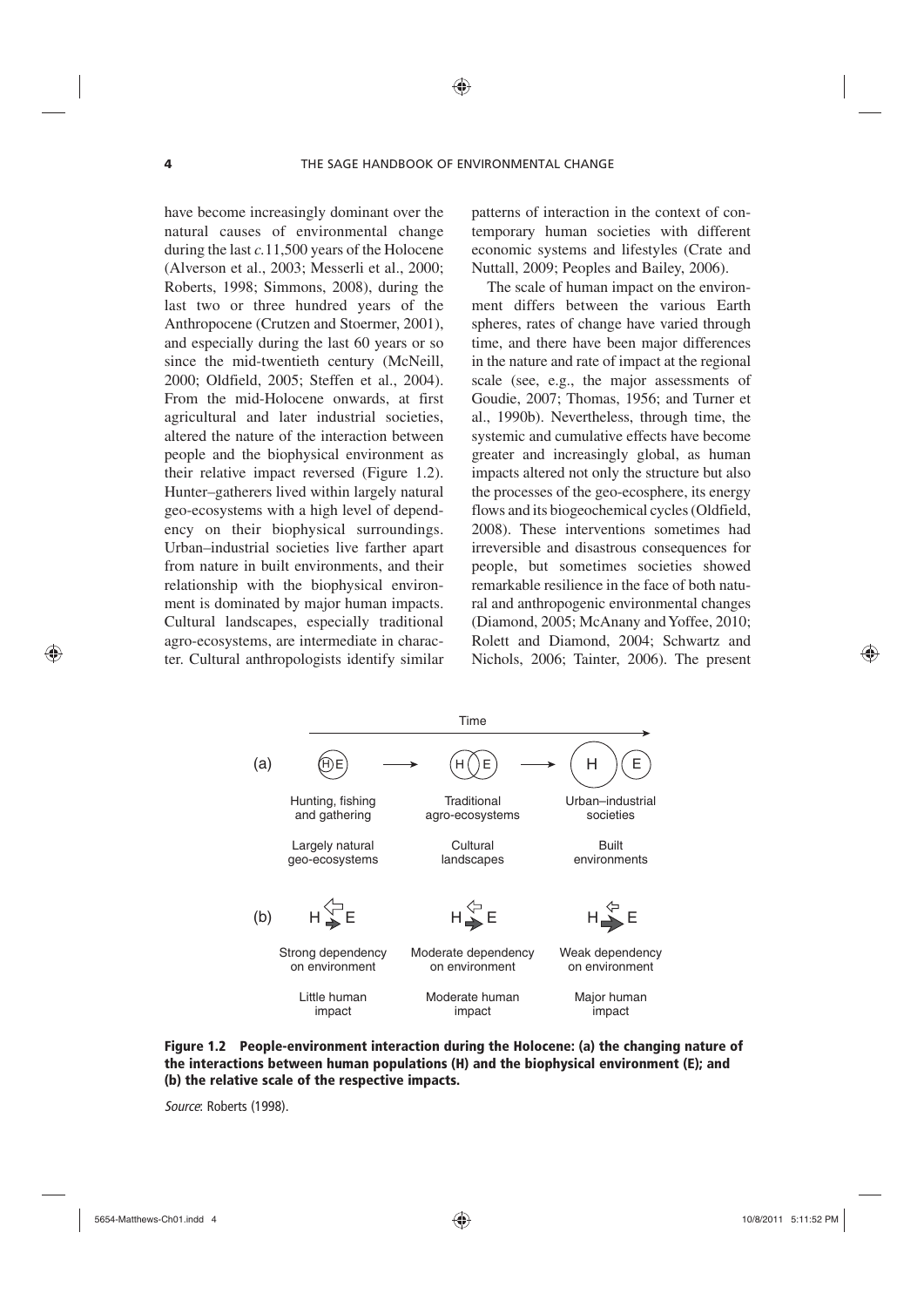have become increasingly dominant over the natural causes of environmental change during the last *c.*11,500 years of the Holocene (Alverson et al., 2003; Messerli et al., 2000; Roberts, 1998; Simmons, 2008), during the last two or three hundred years of the Anthropocene (Crutzen and Stoermer, 2001), and especially during the last 60 years or so since the mid-twentieth century (McNeill, 2000; Oldfield, 2005; Steffen et al., 2004). From the mid-Holocene onwards, at first agricultural and later industrial societies, altered the nature of the interaction between people and the biophysical environment as their relative impact reversed (Figure 1.2). Hunter–gatherers lived within largely natural geo-ecosystems with a high level of dependency on their biophysical surroundings. Urban–industrial societies live farther apart from nature in built environments, and their relationship with the biophysical environment is dominated by major human impacts. Cultural landscapes, especially traditional agro-ecosystems, are intermediate in character. Cultural anthropologists identify similar patterns of interaction in the context of contemporary human societies with different economic systems and lifestyles (Crate and Nuttall, 2009; Peoples and Bailey, 2006).

The scale of human impact on the environment differs between the various Earth spheres, rates of change have varied through time, and there have been major differences in the nature and rate of impact at the regional scale (see, e.g., the major assessments of Goudie, 2007; Thomas, 1956; and Turner et al., 1990b). Nevertheless, through time, the systemic and cumulative effects have become greater and increasingly global, as human impacts altered not only the structure but also the processes of the geo-ecosphere, its energy flows and its biogeochemical cycles (Oldfield, 2008). These interventions sometimes had irreversible and disastrous consequences for people, but sometimes societies showed remarkable resilience in the face of both natural and anthropogenic environmental changes (Diamond, 2005; McAnany and Yoffee, 2010; Rolett and Diamond, 2004; Schwartz and Nichols, 2006; Tainter, 2006). The present

Time

(a) H E → H E → H E

| Hunting, fishing and gathering | Traditional agro-ecosystems | Urban–industrial societies |
|---|---|---|
| Largely natural geo-ecosystems | Cultural landscapes | Built environments |

(b) H E H E H E

| Strong dependency on environment | Moderate dependency on environment | Weak dependency on environment |
|---|---|---|
| Little human impact | Moderate human impact | Major human impact |

**Figure 1.2 People-environment interaction during the Holocene: (a) the changing nature of the interactions between human populations (H) and the biophysical environment (E); and (b) the relative scale of the respective impacts.**

*Source*: Roberts (1998).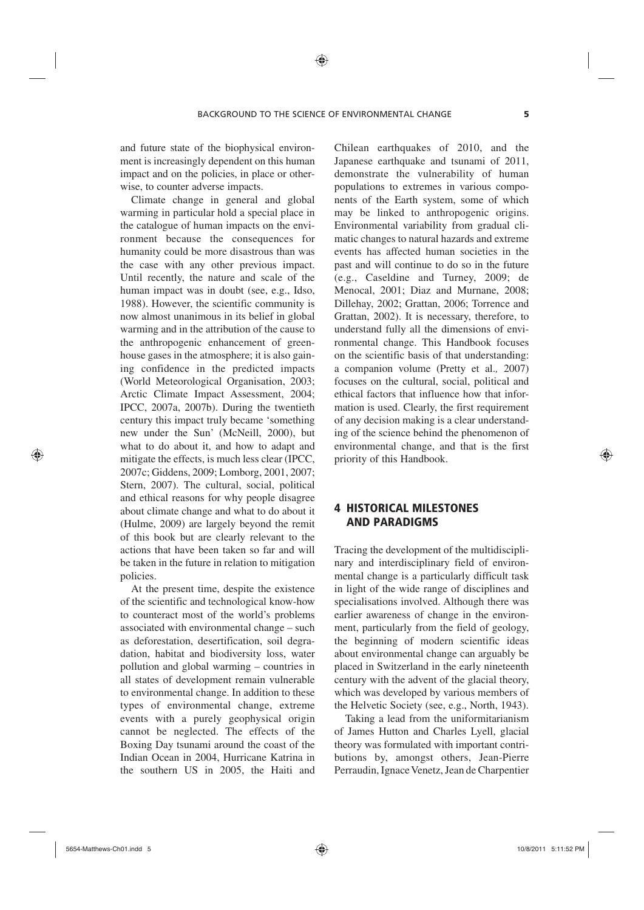and future state of the biophysical environment is increasingly dependent on this human impact and on the policies, in place or otherwise, to counter adverse impacts.

Climate change in general and global warming in particular hold a special place in the catalogue of human impacts on the environment because the consequences for humanity could be more disastrous than was the case with any other previous impact. Until recently, the nature and scale of the human impact was in doubt (see, e.g., Idso, 1988). However, the scientific community is now almost unanimous in its belief in global warming and in the attribution of the cause to the anthropogenic enhancement of greenhouse gases in the atmosphere; it is also gaining confidence in the predicted impacts (World Meteorological Organisation, 2003; Arctic Climate Impact Assessment, 2004; IPCC, 2007a, 2007b). During the twentieth century this impact truly became 'something new under the Sun' (McNeill, 2000), but what to do about it, and how to adapt and mitigate the effects, is much less clear (IPCC, 2007c; Giddens, 2009; Lomborg, 2001, 2007; Stern, 2007). The cultural, social, political and ethical reasons for why people disagree about climate change and what to do about it (Hulme, 2009) are largely beyond the remit of this book but are clearly relevant to the actions that have been taken so far and will be taken in the future in relation to mitigation policies.

At the present time, despite the existence of the scientific and technological know-how to counteract most of the world's problems associated with environmental change – such as deforestation, desertification, soil degradation, habitat and biodiversity loss, water pollution and global warming – countries in all states of development remain vulnerable to environmental change. In addition to these types of environmental change, extreme events with a purely geophysical origin cannot be neglected. The effects of the Boxing Day tsunami around the coast of the Indian Ocean in 2004, Hurricane Katrina in the southern US in 2005, the Haiti and Chilean earthquakes of 2010, and the Japanese earthquake and tsunami of 2011, demonstrate the vulnerability of human populations to extremes in various components of the Earth system, some of which may be linked to anthropogenic origins. Environmental variability from gradual climatic changes to natural hazards and extreme events has affected human societies in the past and will continue to do so in the future (e.g., Caseldine and Turney, 2009; de Menocal, 2001; Diaz and Murnane, 2008; Dillehay, 2002; Grattan, 2006; Torrence and Grattan, 2002). It is necessary, therefore, to understand fully all the dimensions of environmental change. This Handbook focuses on the scientific basis of that understanding: a companion volume (Pretty et al., 2007) focuses on the cultural, social, political and ethical factors that influence how that information is used. Clearly, the first requirement of any decision making is a clear understanding of the science behind the phenomenon of environmental change, and that is the first priority of this Handbook.

## 4 HISTORICAL MILESTONES AND PARADIGMS

Tracing the development of the multidisciplinary and interdisciplinary field of environmental change is a particularly difficult task in light of the wide range of disciplines and specialisations involved. Although there was earlier awareness of change in the environment, particularly from the field of geology, the beginning of modern scientific ideas about environmental change can arguably be placed in Switzerland in the early nineteenth century with the advent of the glacial theory, which was developed by various members of the Helvetic Society (see, e.g., North, 1943).

Taking a lead from the uniformitarianism of James Hutton and Charles Lyell, glacial theory was formulated with important contributions by, amongst others, Jean-Pierre Perraudin, Ignace Venetz, Jean de Charpentier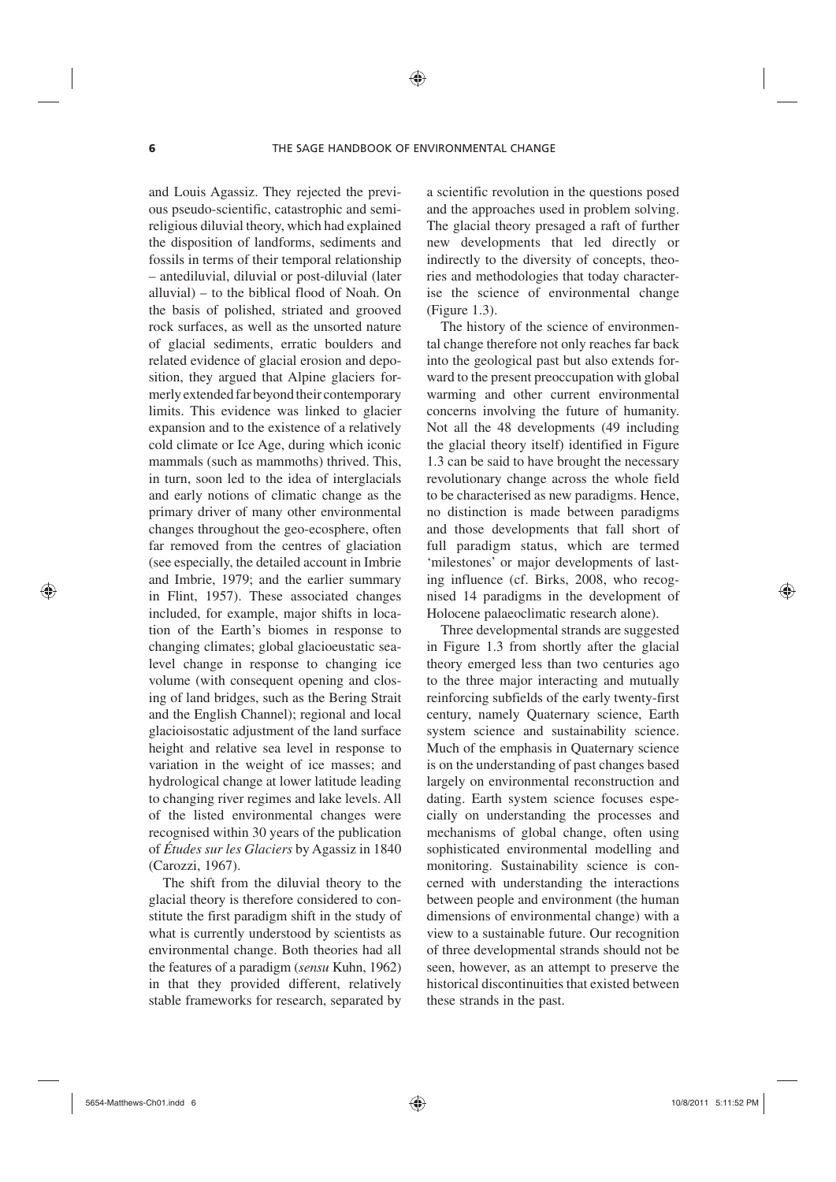and Louis Agassiz. They rejected the previous pseudo-scientific, catastrophic and semi-religious diluvial theory, which had explained the disposition of landforms, sediments and fossils in terms of their temporal relationship – antediluvial, diluvial or post-diluvial (later alluvial) – to the biblical flood of Noah. On the basis of polished, striated and grooved rock surfaces, as well as the unsorted nature of glacial sediments, erratic boulders and related evidence of glacial erosion and deposition, they argued that Alpine glaciers formerly extended far beyond their contemporary limits. This evidence was linked to glacier expansion and to the existence of a relatively cold climate or Ice Age, during which iconic mammals (such as mammoths) thrived. This, in turn, soon led to the idea of interglacials and early notions of climatic change as the primary driver of many other environmental changes throughout the geo-ecosphere, often far removed from the centres of glaciation (see especially, the detailed account in Imbrie and Imbrie, 1979; and the earlier summary in Flint, 1957). These associated changes included, for example, major shifts in location of the Earth's biomes in response to changing climates; global glacioeustatic sea-level change in response to changing ice volume (with consequent opening and closing of land bridges, such as the Bering Strait and the English Channel); regional and local glacioisostatic adjustment of the land surface height and relative sea level in response to variation in the weight of ice masses; and hydrological change at lower latitude leading to changing river regimes and lake levels. All of the listed environmental changes were recognised within 30 years of the publication of *Études sur les Glaciers* by Agassiz in 1840 (Carozzi, 1967).

The shift from the diluvial theory to the glacial theory is therefore considered to constitute the first paradigm shift in the study of what is currently understood by scientists as environmental change. Both theories had all the features of a paradigm (*sensu* Kuhn, 1962) in that they provided different, relatively stable frameworks for research, separated by a scientific revolution in the questions posed and the approaches used in problem solving. The glacial theory presaged a raft of further new developments that led directly or indirectly to the diversity of concepts, theories and methodologies that today characterise the science of environmental change (Figure 1.3).

The history of the science of environmental change therefore not only reaches far back into the geological past but also extends forward to the present preoccupation with global warming and other current environmental concerns involving the future of humanity. Not all the 48 developments (49 including the glacial theory itself) identified in Figure 1.3 can be said to have brought the necessary revolutionary change across the whole field to be characterised as new paradigms. Hence, no distinction is made between paradigms and those developments that fall short of full paradigm status, which are termed 'milestones' or major developments of lasting influence (cf. Birks, 2008, who recognised 14 paradigms in the development of Holocene palaeoclimatic research alone).

Three developmental strands are suggested in Figure 1.3 from shortly after the glacial theory emerged less than two centuries ago to the three major interacting and mutually reinforcing subfields of the early twenty-first century, namely Quaternary science, Earth system science and sustainability science. Much of the emphasis in Quaternary science is on the understanding of past changes based largely on environmental reconstruction and dating. Earth system science focuses especially on understanding the processes and mechanisms of global change, often using sophisticated environmental modelling and monitoring. Sustainability science is concerned with understanding the interactions between people and environment (the human dimensions of environmental change) with a view to a sustainable future. Our recognition of three developmental strands should not be seen, however, as an attempt to preserve the historical discontinuities that existed between these strands in the past.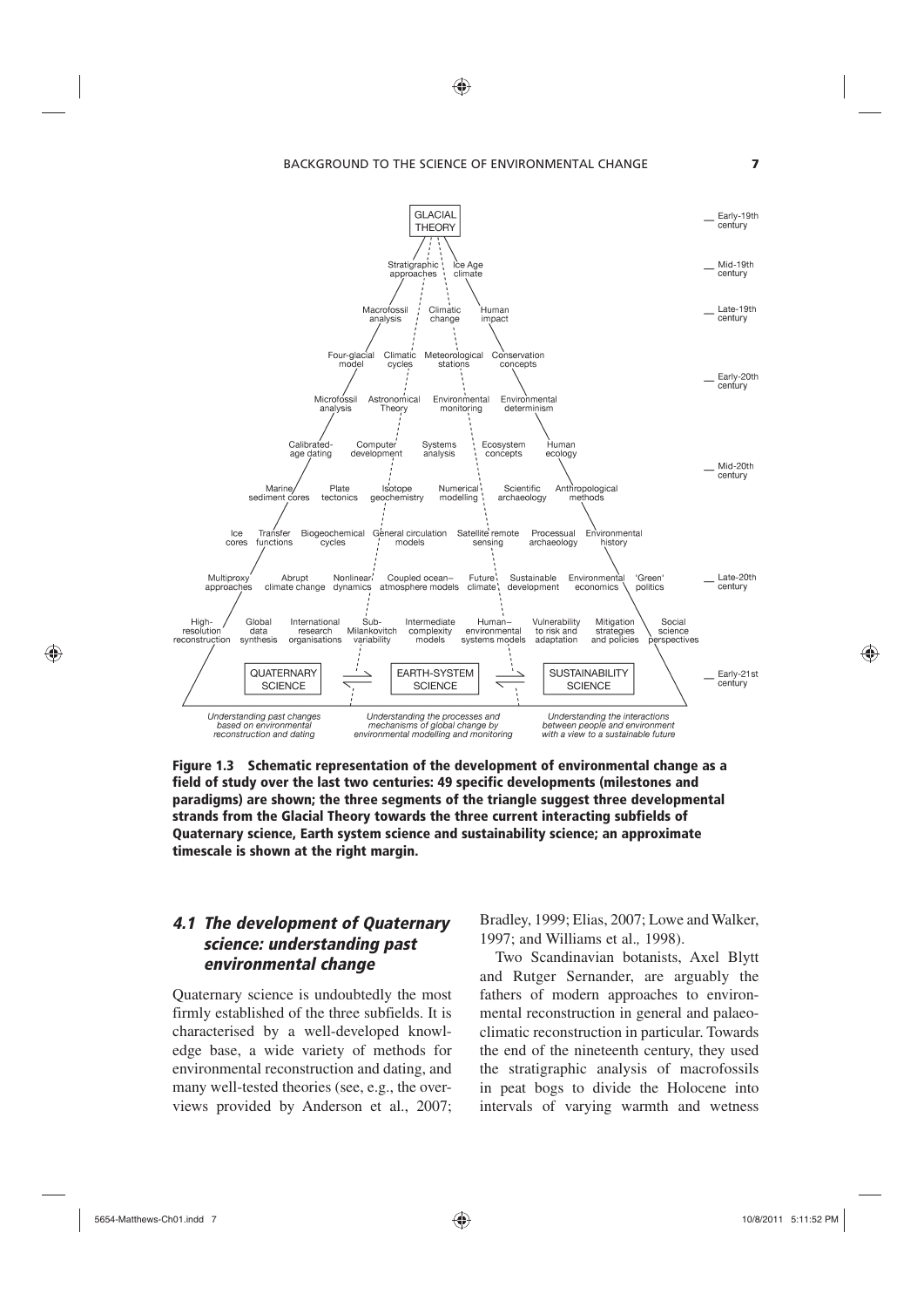**Figure 1.3 Schematic representation of the development of environmental change as a field of study over the last two centuries: 49 specific developments (milestones and paradigms) are shown; the three segments of the triangle suggest three developmental strands from the Glacial Theory towards the three current interacting subfields of Quaternary science, Earth system science and sustainability science; an approximate timescale is shown at the right margin.**

## *4.1 The development of Quaternary science: understanding past environmental change*

Quaternary science is undoubtedly the most firmly established of the three subfields. It is characterised by a well-developed knowledge base, a wide variety of methods for environmental reconstruction and dating, and many well-tested theories (see, e.g., the overviews provided by Anderson et al., 2007; Bradley, 1999; Elias, 2007; Lowe and Walker, 1997; and Williams et al., 1998).

Two Scandinavian botanists, Axel Blytt and Rutger Sernander, are arguably the fathers of modern approaches to environmental reconstruction in general and palaeoclimatic reconstruction in particular. Towards the end of the nineteenth century, they used the stratigraphic analysis of macrofossils in peat bogs to divide the Holocene into intervals of varying warmth and wetness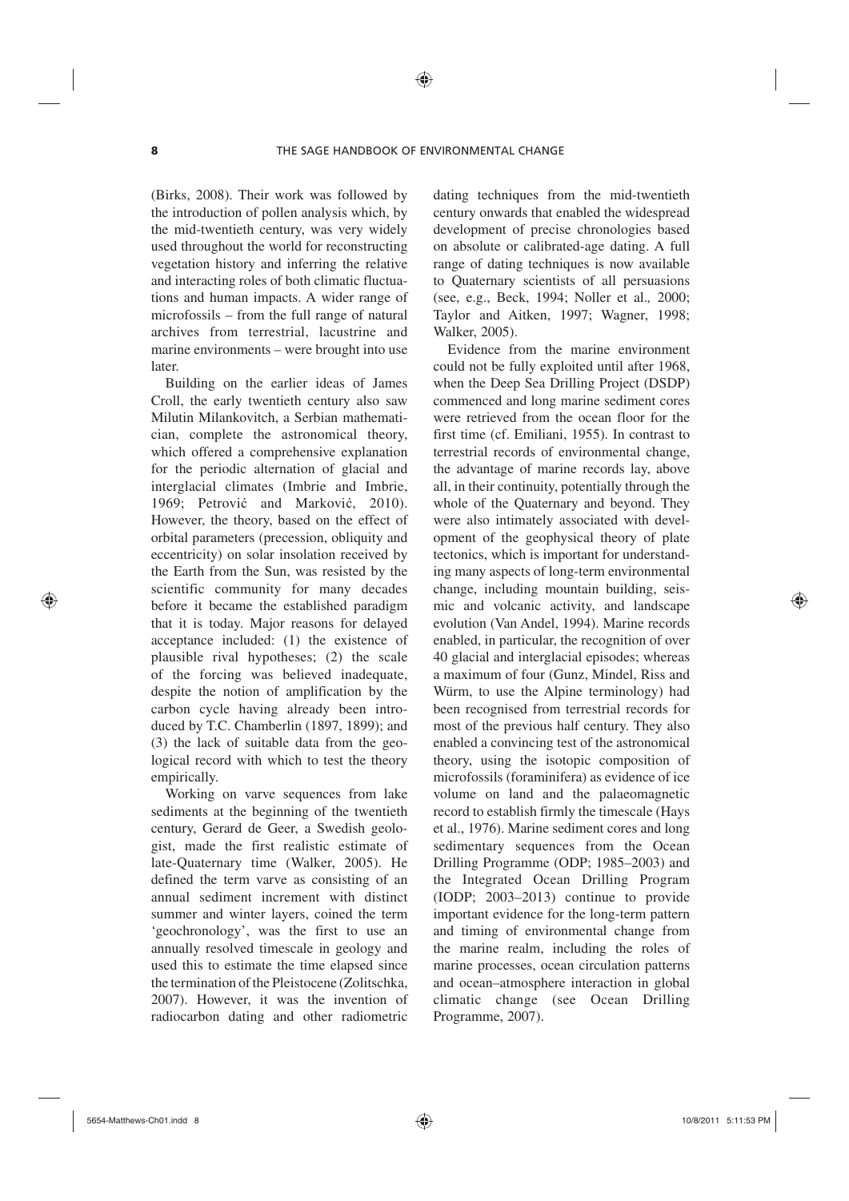(Birks, 2008). Their work was followed by the introduction of pollen analysis which, by the mid-twentieth century, was very widely used throughout the world for reconstructing vegetation history and inferring the relative and interacting roles of both climatic fluctuations and human impacts. A wider range of microfossils – from the full range of natural archives from terrestrial, lacustrine and marine environments – were brought into use later.

Building on the earlier ideas of James Croll, the early twentieth century also saw Milutin Milankovitch, a Serbian mathematician, complete the astronomical theory, which offered a comprehensive explanation for the periodic alternation of glacial and interglacial climates (Imbrie and Imbrie, 1969; Petrović and Marković, 2010). However, the theory, based on the effect of orbital parameters (precession, obliquity and eccentricity) on solar insolation received by the Earth from the Sun, was resisted by the scientific community for many decades before it became the established paradigm that it is today. Major reasons for delayed acceptance included: (1) the existence of plausible rival hypotheses; (2) the scale of the forcing was believed inadequate, despite the notion of amplification by the carbon cycle having already been introduced by T.C. Chamberlin (1897, 1899); and (3) the lack of suitable data from the geological record with which to test the theory empirically.

Working on varve sequences from lake sediments at the beginning of the twentieth century, Gerard de Geer, a Swedish geologist, made the first realistic estimate of late-Quaternary time (Walker, 2005). He defined the term varve as consisting of an annual sediment increment with distinct summer and winter layers, coined the term 'geochronology', was the first to use an annually resolved timescale in geology and used this to estimate the time elapsed since the termination of the Pleistocene (Zolitschka, 2007). However, it was the invention of radiocarbon dating and other radiometric dating techniques from the mid-twentieth century onwards that enabled the widespread development of precise chronologies based on absolute or calibrated-age dating. A full range of dating techniques is now available to Quaternary scientists of all persuasions (see, e.g., Beck, 1994; Noller et al., 2000; Taylor and Aitken, 1997; Wagner, 1998; Walker, 2005).

Evidence from the marine environment could not be fully exploited until after 1968, when the Deep Sea Drilling Project (DSDP) commenced and long marine sediment cores were retrieved from the ocean floor for the first time (cf. Emiliani, 1955). In contrast to terrestrial records of environmental change, the advantage of marine records lay, above all, in their continuity, potentially through the whole of the Quaternary and beyond. They were also intimately associated with development of the geophysical theory of plate tectonics, which is important for understanding many aspects of long-term environmental change, including mountain building, seismic and volcanic activity, and landscape evolution (Van Andel, 1994). Marine records enabled, in particular, the recognition of over 40 glacial and interglacial episodes; whereas a maximum of four (Gunz, Mindel, Riss and Würm, to use the Alpine terminology) had been recognised from terrestrial records for most of the previous half century. They also enabled a convincing test of the astronomical theory, using the isotopic composition of microfossils (foraminifera) as evidence of ice volume on land and the palaeomagnetic record to establish firmly the timescale (Hays et al., 1976). Marine sediment cores and long sedimentary sequences from the Ocean Drilling Programme (ODP; 1985–2003) and the Integrated Ocean Drilling Program (IODP; 2003–2013) continue to provide important evidence for the long-term pattern and timing of environmental change from the marine realm, including the roles of marine processes, ocean circulation patterns and ocean–atmosphere interaction in global climatic change (see Ocean Drilling Programme, 2007).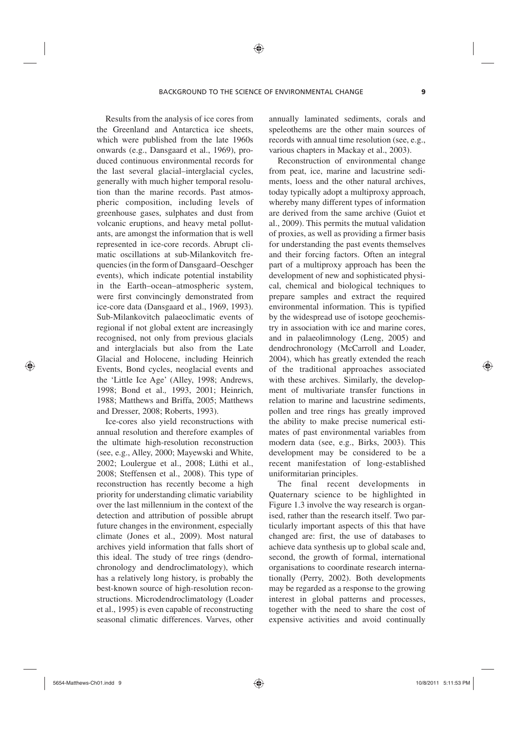Results from the analysis of ice cores from the Greenland and Antarctica ice sheets, which were published from the late 1960s onwards (e.g., Dansgaard et al., 1969), produced continuous environmental records for the last several glacial–interglacial cycles, generally with much higher temporal resolution than the marine records. Past atmospheric composition, including levels of greenhouse gases, sulphates and dust from volcanic eruptions, and heavy metal pollutants, are amongst the information that is well represented in ice-core records. Abrupt climatic oscillations at sub-Milankovitch frequencies (in the form of Dansgaard–Oeschger events), which indicate potential instability in the Earth–ocean–atmospheric system, were first convincingly demonstrated from ice-core data (Dansgaard et al., 1969, 1993). Sub-Milankovitch palaeoclimatic events of regional if not global extent are increasingly recognised, not only from previous glacials and interglacials but also from the Late Glacial and Holocene, including Heinrich Events, Bond cycles, neoglacial events and the 'Little Ice Age' (Alley, 1998; Andrews, 1998; Bond et al., 1993, 2001; Heinrich, 1988; Matthews and Briffa, 2005; Matthews and Dresser, 2008; Roberts, 1993).

Ice-cores also yield reconstructions with annual resolution and therefore examples of the ultimate high-resolution reconstruction (see, e.g., Alley, 2000; Mayewski and White, 2002; Loulergue et al., 2008; Lüthi et al., 2008; Steffensen et al., 2008). This type of reconstruction has recently become a high priority for understanding climatic variability over the last millennium in the context of the detection and attribution of possible abrupt future changes in the environment, especially climate (Jones et al., 2009). Most natural archives yield information that falls short of this ideal. The study of tree rings (dendrochronology and dendroclimatology), which has a relatively long history, is probably the best-known source of high-resolution reconstructions. Microdendroclimatology (Loader et al., 1995) is even capable of reconstructing seasonal climatic differences. Varves, other annually laminated sediments, corals and speleothems are the other main sources of records with annual time resolution (see, e.g., various chapters in Mackay et al., 2003).

Reconstruction of environmental change from peat, ice, marine and lacustrine sediments, loess and the other natural archives, today typically adopt a multiproxy approach, whereby many different types of information are derived from the same archive (Guiot et al., 2009). This permits the mutual validation of proxies, as well as providing a firmer basis for understanding the past events themselves and their forcing factors. Often an integral part of a multiproxy approach has been the development of new and sophisticated physical, chemical and biological techniques to prepare samples and extract the required environmental information. This is typified by the widespread use of isotope geochemistry in association with ice and marine cores, and in palaeolimnology (Leng, 2005) and dendrochronology (McCarroll and Loader, 2004), which has greatly extended the reach of the traditional approaches associated with these archives. Similarly, the development of multivariate transfer functions in relation to marine and lacustrine sediments, pollen and tree rings has greatly improved the ability to make precise numerical estimates of past environmental variables from modern data (see, e.g., Birks, 2003). This development may be considered to be a recent manifestation of long-established uniformitarian principles.

The final recent developments in Quaternary science to be highlighted in Figure 1.3 involve the way research is organised, rather than the research itself. Two particularly important aspects of this that have changed are: first, the use of databases to achieve data synthesis up to global scale and, second, the growth of formal, international organisations to coordinate research internationally (Perry, 2002). Both developments may be regarded as a response to the growing interest in global patterns and processes, together with the need to share the cost of expensive activities and avoid continually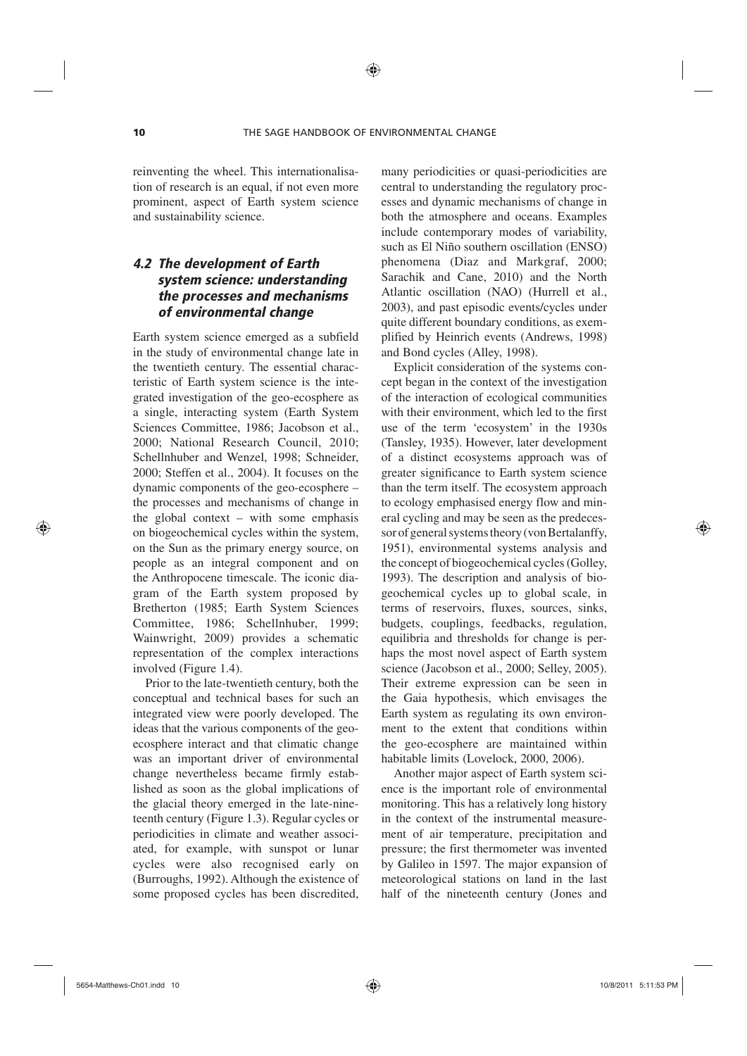reinventing the wheel. This internationalisation of research is an equal, if not even more prominent, aspect of Earth system science and sustainability science.

### *4.2 The development of Earth system science: understanding the processes and mechanisms of environmental change*

Earth system science emerged as a subfield in the study of environmental change late in the twentieth century. The essential characteristic of Earth system science is the integrated investigation of the geo-ecosphere as a single, interacting system (Earth System Sciences Committee, 1986; Jacobson et al., 2000; National Research Council, 2010; Schellnhuber and Wenzel, 1998; Schneider, 2000; Steffen et al., 2004). It focuses on the dynamic components of the geo-ecosphere – the processes and mechanisms of change in the global context – with some emphasis on biogeochemical cycles within the system, on the Sun as the primary energy source, on people as an integral component and on the Anthropocene timescale. The iconic diagram of the Earth system proposed by Bretherton (1985; Earth System Sciences Committee, 1986; Schellnhuber, 1999; Wainwright, 2009) provides a schematic representation of the complex interactions involved (Figure 1.4).

Prior to the late-twentieth century, both the conceptual and technical bases for such an integrated view were poorly developed. The ideas that the various components of the geo-ecosphere interact and that climatic change was an important driver of environmental change nevertheless became firmly established as soon as the global implications of the glacial theory emerged in the late-nineteenth century (Figure 1.3). Regular cycles or periodicities in climate and weather associated, for example, with sunspot or lunar cycles were also recognised early on (Burroughs, 1992). Although the existence of some proposed cycles has been discredited, many periodicities or quasi-periodicities are central to understanding the regulatory processes and dynamic mechanisms of change in both the atmosphere and oceans. Examples include contemporary modes of variability, such as El Niño southern oscillation (ENSO) phenomena (Diaz and Markgraf, 2000; Sarachik and Cane, 2010) and the North Atlantic oscillation (NAO) (Hurrell et al., 2003), and past episodic events/cycles under quite different boundary conditions, as exemplified by Heinrich events (Andrews, 1998) and Bond cycles (Alley, 1998).

Explicit consideration of the systems concept began in the context of the investigation of the interaction of ecological communities with their environment, which led to the first use of the term 'ecosystem' in the 1930s (Tansley, 1935). However, later development of a distinct ecosystems approach was of greater significance to Earth system science than the term itself. The ecosystem approach to ecology emphasised energy flow and mineral cycling and may be seen as the predecessor of general systems theory (von Bertalanffy, 1951), environmental systems analysis and the concept of biogeochemical cycles (Golley, 1993). The description and analysis of biogeochemical cycles up to global scale, in terms of reservoirs, fluxes, sources, sinks, budgets, couplings, feedbacks, regulation, equilibria and thresholds for change is perhaps the most novel aspect of Earth system science (Jacobson et al., 2000; Selley, 2005). Their extreme expression can be seen in the Gaia hypothesis, which envisages the Earth system as regulating its own environment to the extent that conditions within the geo-ecosphere are maintained within habitable limits (Lovelock, 2000, 2006).

Another major aspect of Earth system science is the important role of environmental monitoring. This has a relatively long history in the context of the instrumental measurement of air temperature, precipitation and pressure; the first thermometer was invented by Galileo in 1597. The major expansion of meteorological stations on land in the last half of the nineteenth century (Jones and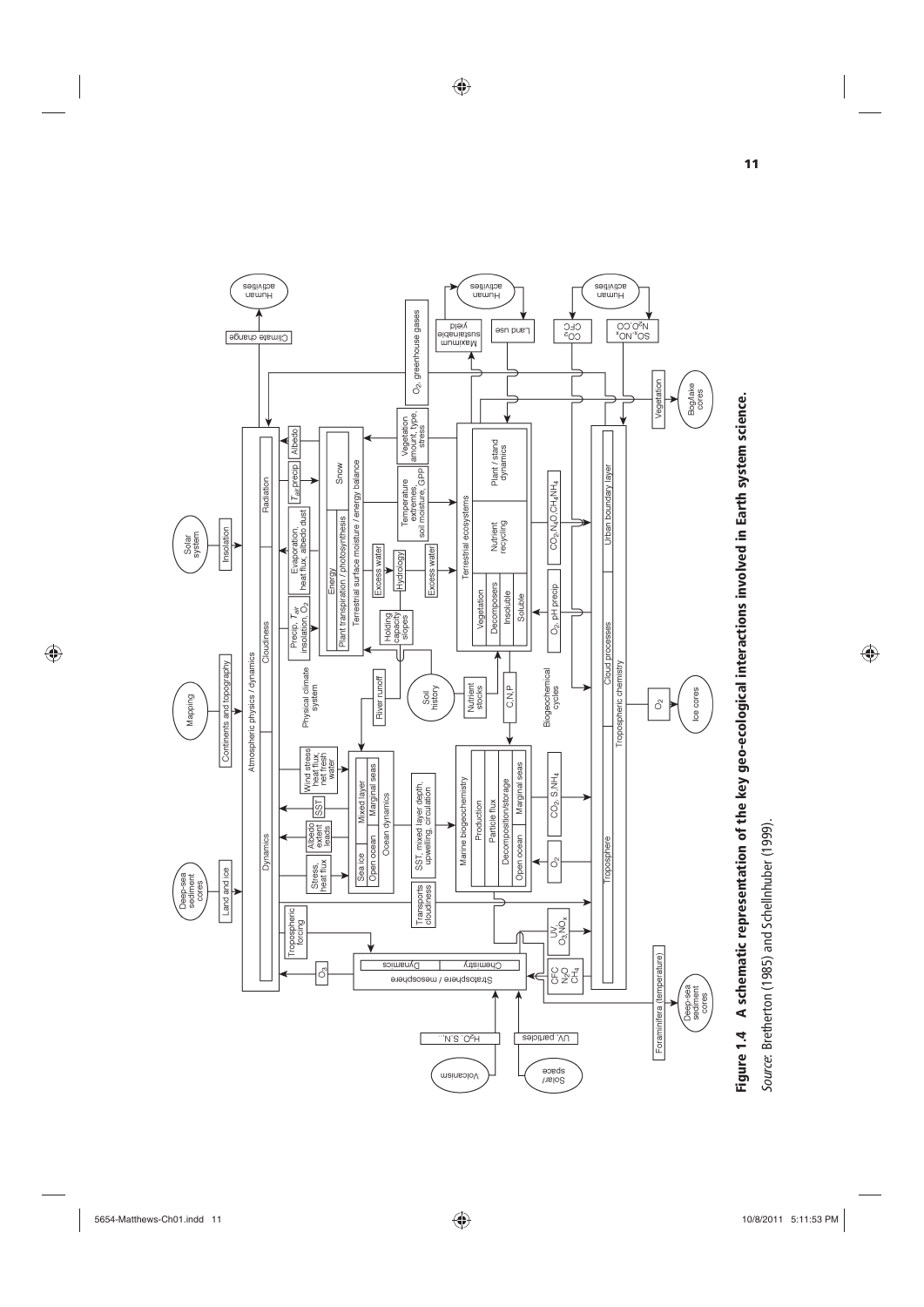**Figure 1.4 A schematic representation of the key geo-ecological interactions involved in Earth system science.**

*Source*: Bretherton (1985) and Schellnhuber (1999).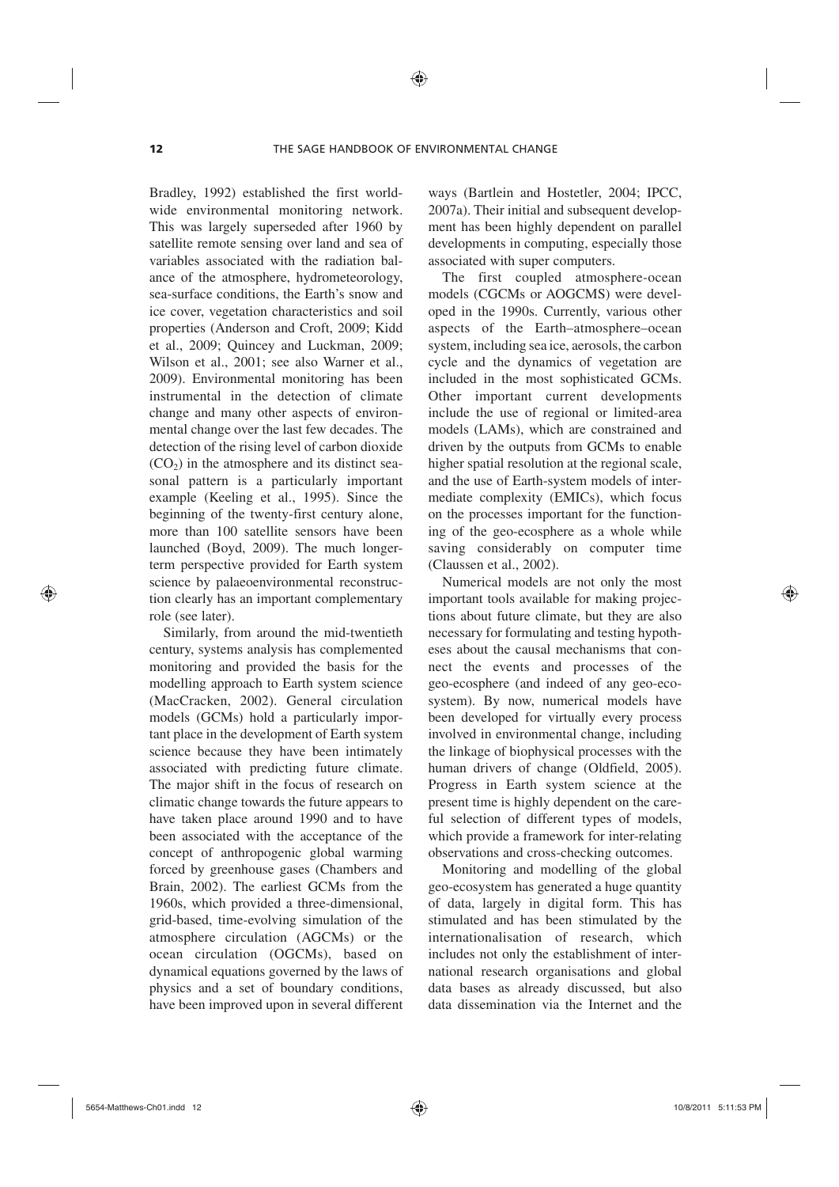Bradley, 1992) established the first worldwide environmental monitoring network. This was largely superseded after 1960 by satellite remote sensing over land and sea of variables associated with the radiation balance of the atmosphere, hydrometeorology, sea-surface conditions, the Earth's snow and ice cover, vegetation characteristics and soil properties (Anderson and Croft, 2009; Kidd et al., 2009; Quincey and Luckman, 2009; Wilson et al., 2001; see also Warner et al., 2009). Environmental monitoring has been instrumental in the detection of climate change and many other aspects of environmental change over the last few decades. The detection of the rising level of carbon dioxide ($CO_2$) in the atmosphere and its distinct seasonal pattern is a particularly important example (Keeling et al., 1995). Since the beginning of the twenty-first century alone, more than 100 satellite sensors have been launched (Boyd, 2009). The much longer-term perspective provided for Earth system science by palaeoenvironmental reconstruction clearly has an important complementary role (see later).

Similarly, from around the mid-twentieth century, systems analysis has complemented monitoring and provided the basis for the modelling approach to Earth system science (MacCracken, 2002). General circulation models (GCMs) hold a particularly important place in the development of Earth system science because they have been intimately associated with predicting future climate. The major shift in the focus of research on climatic change towards the future appears to have taken place around 1990 and to have been associated with the acceptance of the concept of anthropogenic global warming forced by greenhouse gases (Chambers and Brain, 2002). The earliest GCMs from the 1960s, which provided a three-dimensional, grid-based, time-evolving simulation of the atmosphere circulation (AGCMs) or the ocean circulation (OGCMs), based on dynamical equations governed by the laws of physics and a set of boundary conditions, have been improved upon in several different ways (Bartlein and Hostetler, 2004; IPCC, 2007a). Their initial and subsequent development has been highly dependent on parallel developments in computing, especially those associated with super computers.

The first coupled atmosphere-ocean models (CGCMs or AOGCMS) were developed in the 1990s. Currently, various other aspects of the Earth–atmosphere–ocean system, including sea ice, aerosols, the carbon cycle and the dynamics of vegetation are included in the most sophisticated GCMs. Other important current developments include the use of regional or limited-area models (LAMs), which are constrained and driven by the outputs from GCMs to enable higher spatial resolution at the regional scale, and the use of Earth-system models of intermediate complexity (EMICs), which focus on the processes important for the functioning of the geo-ecosphere as a whole while saving considerably on computer time (Claussen et al., 2002).

Numerical models are not only the most important tools available for making projections about future climate, but they are also necessary for formulating and testing hypotheses about the causal mechanisms that connect the events and processes of the geo-ecosphere (and indeed of any geo-ecosystem). By now, numerical models have been developed for virtually every process involved in environmental change, including the linkage of biophysical processes with the human drivers of change (Oldfield, 2005). Progress in Earth system science at the present time is highly dependent on the careful selection of different types of models, which provide a framework for inter-relating observations and cross-checking outcomes.

Monitoring and modelling of the global geo-ecosystem has generated a huge quantity of data, largely in digital form. This has stimulated and has been stimulated by the internationalisation of research, which includes not only the establishment of international research organisations and global data bases as already discussed, but also data dissemination via the Internet and the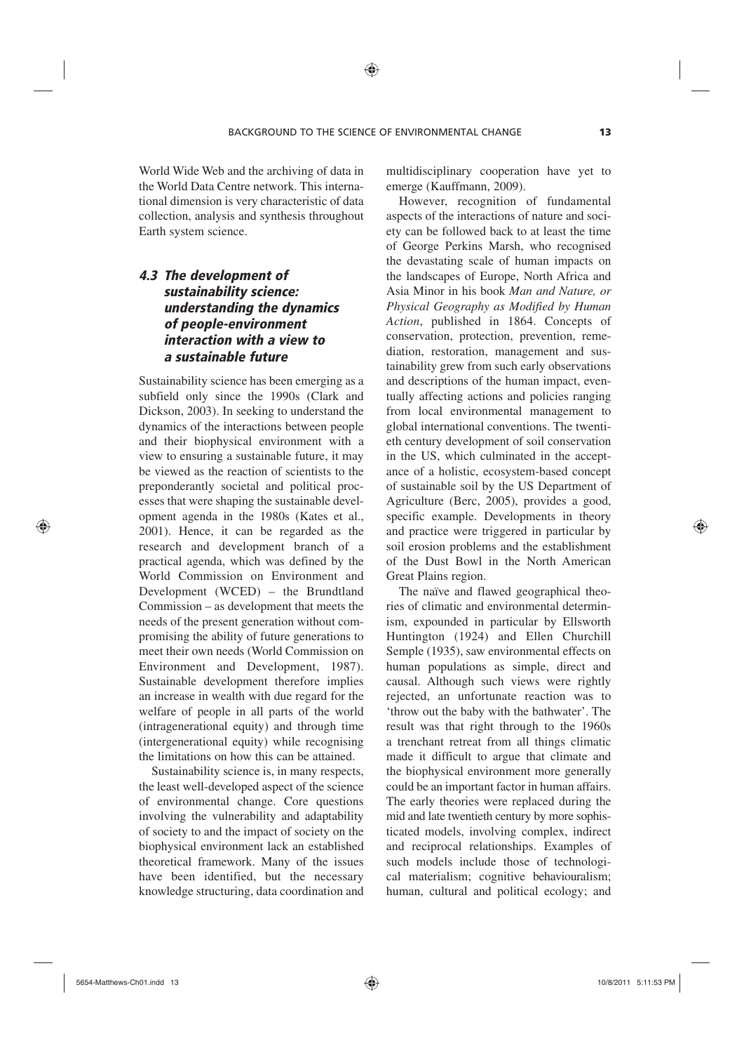World Wide Web and the archiving of data in the World Data Centre network. This international dimension is very characteristic of data collection, analysis and synthesis throughout Earth system science.

### *4.3 The development of sustainability science: understanding the dynamics of people-environment interaction with a view to a sustainable future*

Sustainability science has been emerging as a subfield only since the 1990s (Clark and Dickson, 2003). In seeking to understand the dynamics of the interactions between people and their biophysical environment with a view to ensuring a sustainable future, it may be viewed as the reaction of scientists to the preponderantly societal and political processes that were shaping the sustainable development agenda in the 1980s (Kates et al., 2001). Hence, it can be regarded as the research and development branch of a practical agenda, which was defined by the World Commission on Environment and Development (WCED) – the Brundtland Commission – as development that meets the needs of the present generation without compromising the ability of future generations to meet their own needs (World Commission on Environment and Development, 1987). Sustainable development therefore implies an increase in wealth with due regard for the welfare of people in all parts of the world (intragenerational equity) and through time (intergenerational equity) while recognising the limitations on how this can be attained.

Sustainability science is, in many respects, the least well-developed aspect of the science of environmental change. Core questions involving the vulnerability and adaptability of society to and the impact of society on the biophysical environment lack an established theoretical framework. Many of the issues have been identified, but the necessary knowledge structuring, data coordination and multidisciplinary cooperation have yet to emerge (Kauffmann, 2009).

However, recognition of fundamental aspects of the interactions of nature and society can be followed back to at least the time of George Perkins Marsh, who recognised the devastating scale of human impacts on the landscapes of Europe, North Africa and Asia Minor in his book *Man and Nature, or Physical Geography as Modified by Human Action*, published in 1864. Concepts of conservation, protection, prevention, remediation, restoration, management and sustainability grew from such early observations and descriptions of the human impact, eventually affecting actions and policies ranging from local environmental management to global international conventions. The twentieth century development of soil conservation in the US, which culminated in the acceptance of a holistic, ecosystem-based concept of sustainable soil by the US Department of Agriculture (Berc, 2005), provides a good, specific example. Developments in theory and practice were triggered in particular by soil erosion problems and the establishment of the Dust Bowl in the North American Great Plains region.

The naïve and flawed geographical theories of climatic and environmental determinism, expounded in particular by Ellsworth Huntington (1924) and Ellen Churchill Semple (1935), saw environmental effects on human populations as simple, direct and causal. Although such views were rightly rejected, an unfortunate reaction was to 'throw out the baby with the bathwater'. The result was that right through to the 1960s a trenchant retreat from all things climatic made it difficult to argue that climate and the biophysical environment more generally could be an important factor in human affairs. The early theories were replaced during the mid and late twentieth century by more sophisticated models, involving complex, indirect and reciprocal relationships. Examples of such models include those of technological materialism; cognitive behaviouralism; human, cultural and political ecology; and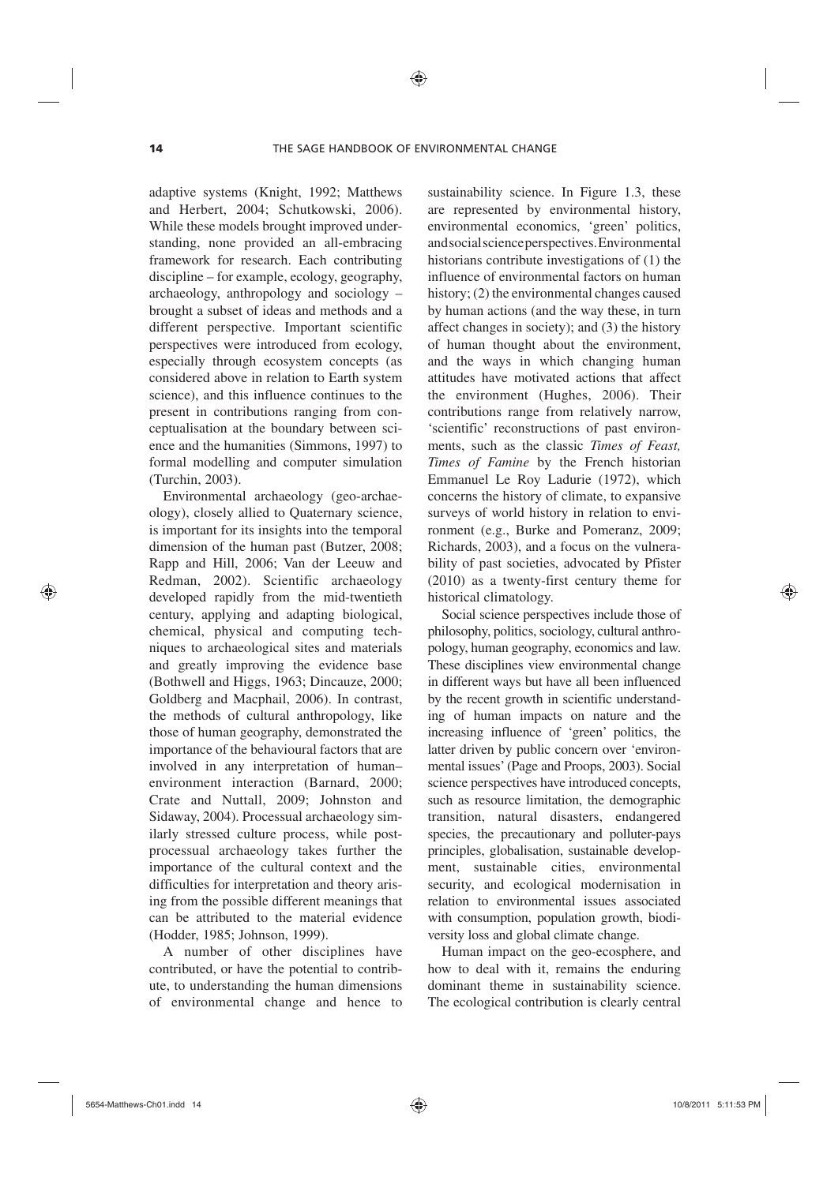adaptive systems (Knight, 1992; Matthews and Herbert, 2004; Schutkowski, 2006). While these models brought improved understanding, none provided an all-embracing framework for research. Each contributing discipline – for example, ecology, geography, archaeology, anthropology and sociology – brought a subset of ideas and methods and a different perspective. Important scientific perspectives were introduced from ecology, especially through ecosystem concepts (as considered above in relation to Earth system science), and this influence continues to the present in contributions ranging from conceptualisation at the boundary between science and the humanities (Simmons, 1997) to formal modelling and computer simulation (Turchin, 2003).

Environmental archaeology (geo-archaeology), closely allied to Quaternary science, is important for its insights into the temporal dimension of the human past (Butzer, 2008; Rapp and Hill, 2006; Van der Leeuw and Redman, 2002). Scientific archaeology developed rapidly from the mid-twentieth century, applying and adapting biological, chemical, physical and computing techniques to archaeological sites and materials and greatly improving the evidence base (Bothwell and Higgs, 1963; Dincauze, 2000; Goldberg and Macphail, 2006). In contrast, the methods of cultural anthropology, like those of human geography, demonstrated the importance of the behavioural factors that are involved in any interpretation of human–environment interaction (Barnard, 2000; Crate and Nuttall, 2009; Johnston and Sidaway, 2004). Processual archaeology similarly stressed culture process, while post-processual archaeology takes further the importance of the cultural context and the difficulties for interpretation and theory arising from the possible different meanings that can be attributed to the material evidence (Hodder, 1985; Johnson, 1999).

A number of other disciplines have contributed, or have the potential to contribute, to understanding the human dimensions of environmental change and hence to sustainability science. In Figure 1.3, these are represented by environmental history, environmental economics, 'green' politics, and social science perspectives. Environmental historians contribute investigations of (1) the influence of environmental factors on human history; (2) the environmental changes caused by human actions (and the way these, in turn affect changes in society); and (3) the history of human thought about the environment, and the ways in which changing human attitudes have motivated actions that affect the environment (Hughes, 2006). Their contributions range from relatively narrow, 'scientific' reconstructions of past environments, such as the classic *Times of Feast, Times of Famine* by the French historian Emmanuel Le Roy Ladurie (1972), which concerns the history of climate, to expansive surveys of world history in relation to environment (e.g., Burke and Pomeranz, 2009; Richards, 2003), and a focus on the vulnerability of past societies, advocated by Pfister (2010) as a twenty-first century theme for historical climatology.

Social science perspectives include those of philosophy, politics, sociology, cultural anthropology, human geography, economics and law. These disciplines view environmental change in different ways but have all been influenced by the recent growth in scientific understanding of human impacts on nature and the increasing influence of 'green' politics, the latter driven by public concern over 'environmental issues' (Page and Proops, 2003). Social science perspectives have introduced concepts, such as resource limitation, the demographic transition, natural disasters, endangered species, the precautionary and polluter-pays principles, globalisation, sustainable development, sustainable cities, environmental security, and ecological modernisation in relation to environmental issues associated with consumption, population growth, biodiversity loss and global climate change.

Human impact on the geo-ecosphere, and how to deal with it, remains the enduring dominant theme in sustainability science. The ecological contribution is clearly central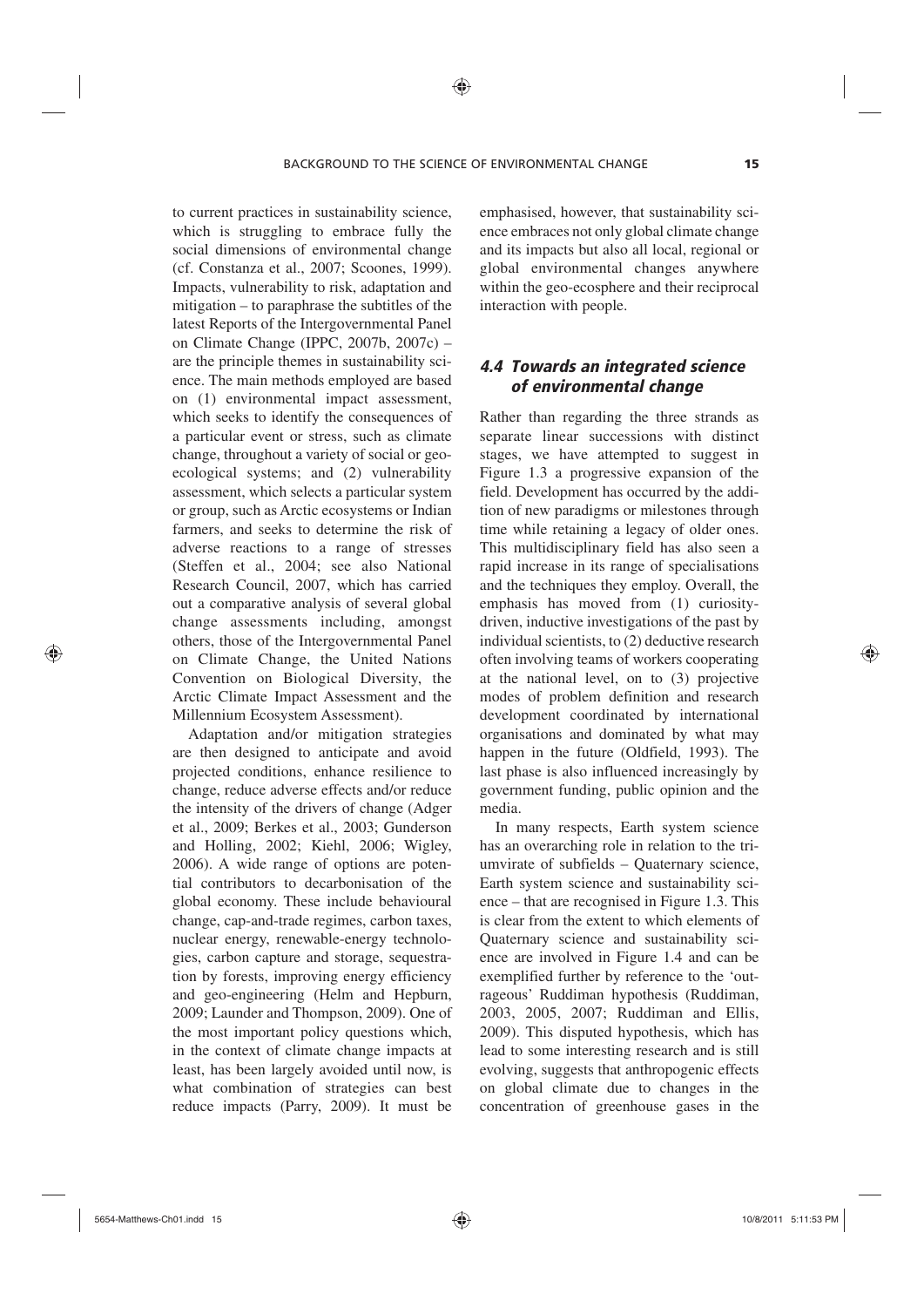to current practices in sustainability science, which is struggling to embrace fully the social dimensions of environmental change (cf. Constanza et al., 2007; Scoones, 1999). Impacts, vulnerability to risk, adaptation and mitigation – to paraphrase the subtitles of the latest Reports of the Intergovernmental Panel on Climate Change (IPPC, 2007b, 2007c) – are the principle themes in sustainability science. The main methods employed are based on (1) environmental impact assessment, which seeks to identify the consequences of a particular event or stress, such as climate change, throughout a variety of social or geo-ecological systems; and (2) vulnerability assessment, which selects a particular system or group, such as Arctic ecosystems or Indian farmers, and seeks to determine the risk of adverse reactions to a range of stresses (Steffen et al., 2004; see also National Research Council, 2007, which has carried out a comparative analysis of several global change assessments including, amongst others, those of the Intergovernmental Panel on Climate Change, the United Nations Convention on Biological Diversity, the Arctic Climate Impact Assessment and the Millennium Ecosystem Assessment).

Adaptation and/or mitigation strategies are then designed to anticipate and avoid projected conditions, enhance resilience to change, reduce adverse effects and/or reduce the intensity of the drivers of change (Adger et al., 2009; Berkes et al., 2003; Gunderson and Holling, 2002; Kiehl, 2006; Wigley, 2006). A wide range of options are potential contributors to decarbonisation of the global economy. These include behavioural change, cap-and-trade regimes, carbon taxes, nuclear energy, renewable-energy technologies, carbon capture and storage, sequestration by forests, improving energy efficiency and geo-engineering (Helm and Hepburn, 2009; Launder and Thompson, 2009). One of the most important policy questions which, in the context of climate change impacts at least, has been largely avoided until now, is what combination of strategies can best reduce impacts (Parry, 2009). It must be emphasised, however, that sustainability science embraces not only global climate change and its impacts but also all local, regional or global environmental changes anywhere within the geo-ecosphere and their reciprocal interaction with people.

### *4.4 Towards an integrated science of environmental change*

Rather than regarding the three strands as separate linear successions with distinct stages, we have attempted to suggest in Figure 1.3 a progressive expansion of the field. Development has occurred by the addition of new paradigms or milestones through time while retaining a legacy of older ones. This multidisciplinary field has also seen a rapid increase in its range of specialisations and the techniques they employ. Overall, the emphasis has moved from (1) curiosity-driven, inductive investigations of the past by individual scientists, to (2) deductive research often involving teams of workers cooperating at the national level, on to (3) projective modes of problem definition and research development coordinated by international organisations and dominated by what may happen in the future (Oldfield, 1993). The last phase is also influenced increasingly by government funding, public opinion and the media.

In many respects, Earth system science has an overarching role in relation to the triumvirate of subfields – Quaternary science, Earth system science and sustainability science – that are recognised in Figure 1.3. This is clear from the extent to which elements of Quaternary science and sustainability science are involved in Figure 1.4 and can be exemplified further by reference to the 'outrageous' Ruddiman hypothesis (Ruddiman, 2003, 2005, 2007; Ruddiman and Ellis, 2009). This disputed hypothesis, which has lead to some interesting research and is still evolving, suggests that anthropogenic effects on global climate due to changes in the concentration of greenhouse gases in the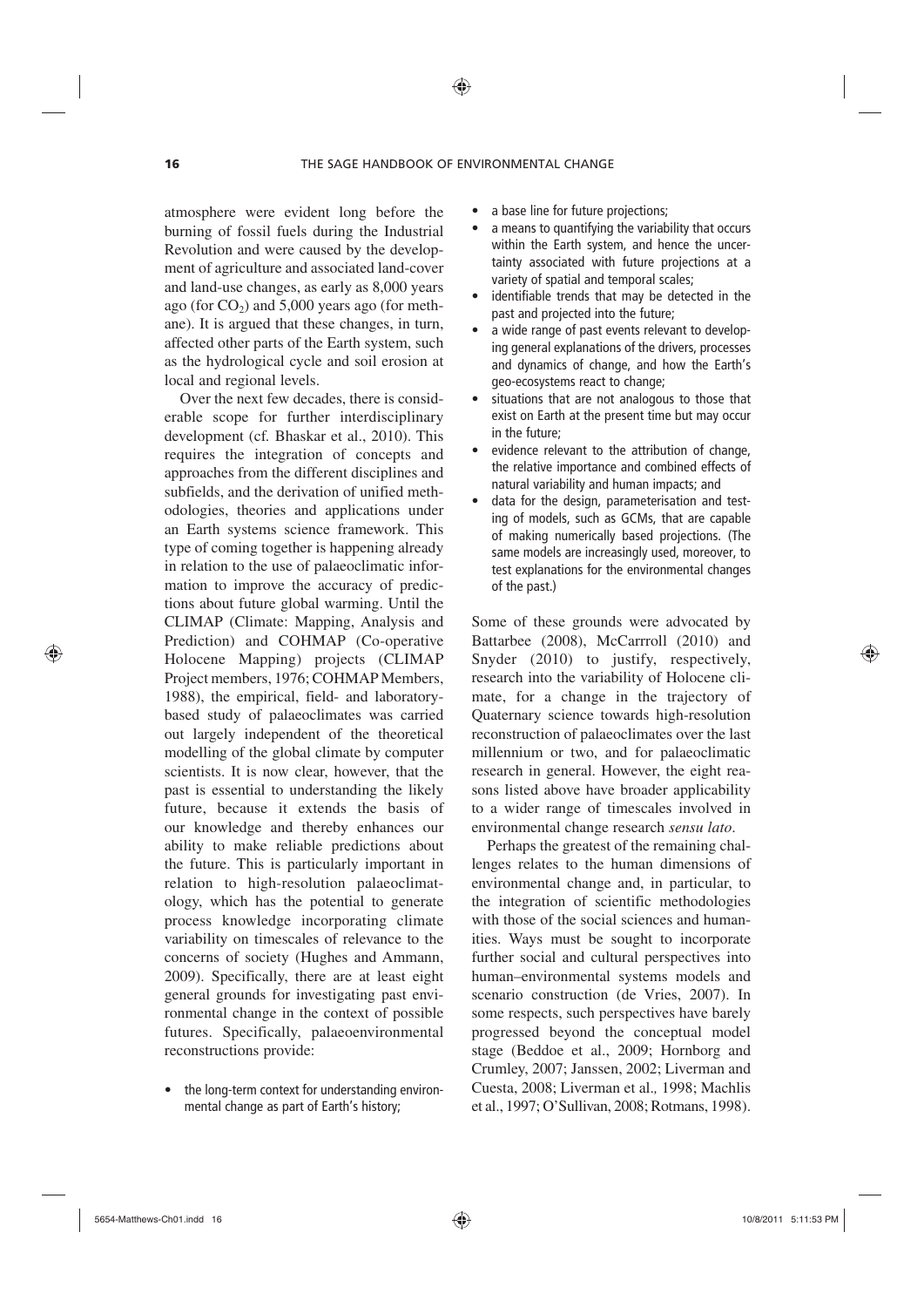atmosphere were evident long before the burning of fossil fuels during the Industrial Revolution and were caused by the development of agriculture and associated land-cover and land-use changes, as early as 8,000 years ago (for $CO_2$) and 5,000 years ago (for methane). It is argued that these changes, in turn, affected other parts of the Earth system, such as the hydrological cycle and soil erosion at local and regional levels.

Over the next few decades, there is considerable scope for further interdisciplinary development (cf. Bhaskar et al., 2010). This requires the integration of concepts and approaches from the different disciplines and subfields, and the derivation of unified methodologies, theories and applications under an Earth systems science framework. This type of coming together is happening already in relation to the use of palaeoclimatic information to improve the accuracy of predictions about future global warming. Until the CLIMAP (Climate: Mapping, Analysis and Prediction) and COHMAP (Co-operative Holocene Mapping) projects (CLIMAP Project members, 1976; COHMAP Members, 1988), the empirical, field- and laboratory-based study of palaeoclimates was carried out largely independent of the theoretical modelling of the global climate by computer scientists. It is now clear, however, that the past is essential to understanding the likely future, because it extends the basis of our knowledge and thereby enhances our ability to make reliable predictions about the future. This is particularly important in relation to high-resolution palaeoclimatology, which has the potential to generate process knowledge incorporating climate variability on timescales of relevance to the concerns of society (Hughes and Ammann, 2009). Specifically, there are at least eight general grounds for investigating past environmental change in the context of possible futures. Specifically, palaeoenvironmental reconstructions provide:

- the long-term context for understanding environmental change as part of Earth's history;
- a base line for future projections;
- a means to quantifying the variability that occurs within the Earth system, and hence the uncertainty associated with future projections at a variety of spatial and temporal scales;
- identifiable trends that may be detected in the past and projected into the future;
- a wide range of past events relevant to developing general explanations of the drivers, processes and dynamics of change, and how the Earth's geo-ecosystems react to change;
- situations that are not analogous to those that exist on Earth at the present time but may occur in the future;
- evidence relevant to the attribution of change, the relative importance and combined effects of natural variability and human impacts; and
- data for the design, parameterisation and testing of models, such as GCMs, that are capable of making numerically based projections. (The same models are increasingly used, moreover, to test explanations for the environmental changes of the past.)

Some of these grounds were advocated by Battarbee (2008), McCarrroll (2010) and Snyder (2010) to justify, respectively, research into the variability of Holocene climate, for a change in the trajectory of Quaternary science towards high-resolution reconstruction of palaeoclimates over the last millennium or two, and for palaeoclimatic research in general. However, the eight reasons listed above have broader applicability to a wider range of timescales involved in environmental change research *sensu lato*.

Perhaps the greatest of the remaining challenges relates to the human dimensions of environmental change and, in particular, to the integration of scientific methodologies with those of the social sciences and humanities. Ways must be sought to incorporate further social and cultural perspectives into human–environmental systems models and scenario construction (de Vries, 2007). In some respects, such perspectives have barely progressed beyond the conceptual model stage (Beddoe et al., 2009; Hornborg and Crumley, 2007; Janssen, 2002; Liverman and Cuesta, 2008; Liverman et al., 1998; Machlis et al., 1997; O'Sullivan, 2008; Rotmans, 1998).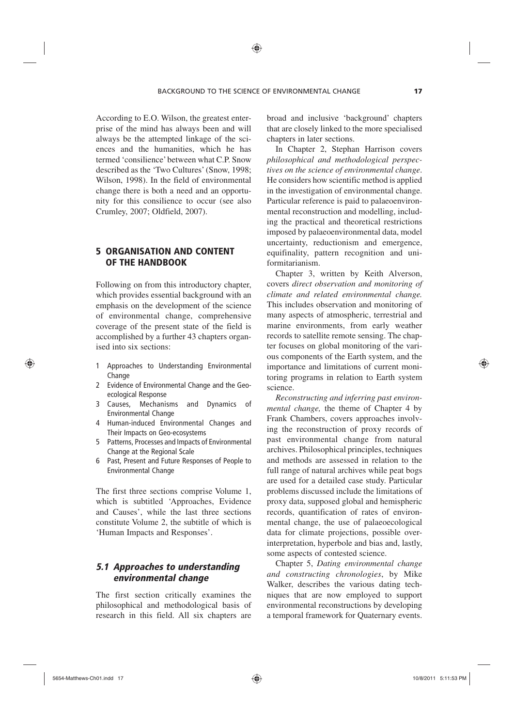According to E.O. Wilson, the greatest enterprise of the mind has always been and will always be the attempted linkage of the sciences and the humanities, which he has termed 'consilience' between what C.P. Snow described as the 'Two Cultures' (Snow, 1998; Wilson, 1998). In the field of environmental change there is both a need and an opportunity for this consilience to occur (see also Crumley, 2007; Oldfield, 2007).

## 5 ORGANISATION AND CONTENT OF THE HANDBOOK

Following on from this introductory chapter, which provides essential background with an emphasis on the development of the science of environmental change, comprehensive coverage of the present state of the field is accomplished by a further 43 chapters organised into six sections:

1. Approaches to Understanding Environmental Change
2. Evidence of Environmental Change and the Geo-ecological Response
3. Causes, Mechanisms and Dynamics of Environmental Change
4. Human-induced Environmental Changes and Their Impacts on Geo-ecosystems
5. Patterns, Processes and Impacts of Environmental Change at the Regional Scale
6. Past, Present and Future Responses of People to Environmental Change

The first three sections comprise Volume 1, which is subtitled 'Approaches, Evidence and Causes', while the last three sections constitute Volume 2, the subtitle of which is 'Human Impacts and Responses'.

### *5.1 Approaches to understanding environmental change*

The first section critically examines the philosophical and methodological basis of research in this field. All six chapters are broad and inclusive 'background' chapters that are closely linked to the more specialised chapters in later sections.

In Chapter 2, Stephan Harrison covers *philosophical and methodological perspectives on the science of environmental change*. He considers how scientific method is applied in the investigation of environmental change. Particular reference is paid to palaeoenvironmental reconstruction and modelling, including the practical and theoretical restrictions imposed by palaeoenvironmental data, model uncertainty, reductionism and emergence, equifinality, pattern recognition and uniformitarianism.

Chapter 3, written by Keith Alverson, covers *direct observation and monitoring of climate and related environmental change.* This includes observation and monitoring of many aspects of atmospheric, terrestrial and marine environments, from early weather records to satellite remote sensing. The chapter focuses on global monitoring of the various components of the Earth system, and the importance and limitations of current monitoring programs in relation to Earth system science.

*Reconstructing and inferring past environmental change,* the theme of Chapter 4 by Frank Chambers, covers approaches involving the reconstruction of proxy records of past environmental change from natural archives. Philosophical principles, techniques and methods are assessed in relation to the full range of natural archives while peat bogs are used for a detailed case study. Particular problems discussed include the limitations of proxy data, supposed global and hemispheric records, quantification of rates of environmental change, the use of palaeoecological data for climate projections, possible over-interpretation, hyperbole and bias and, lastly, some aspects of contested science.

Chapter 5, *Dating environmental change and constructing chronologies*, by Mike Walker, describes the various dating techniques that are now employed to support environmental reconstructions by developing a temporal framework for Quaternary events.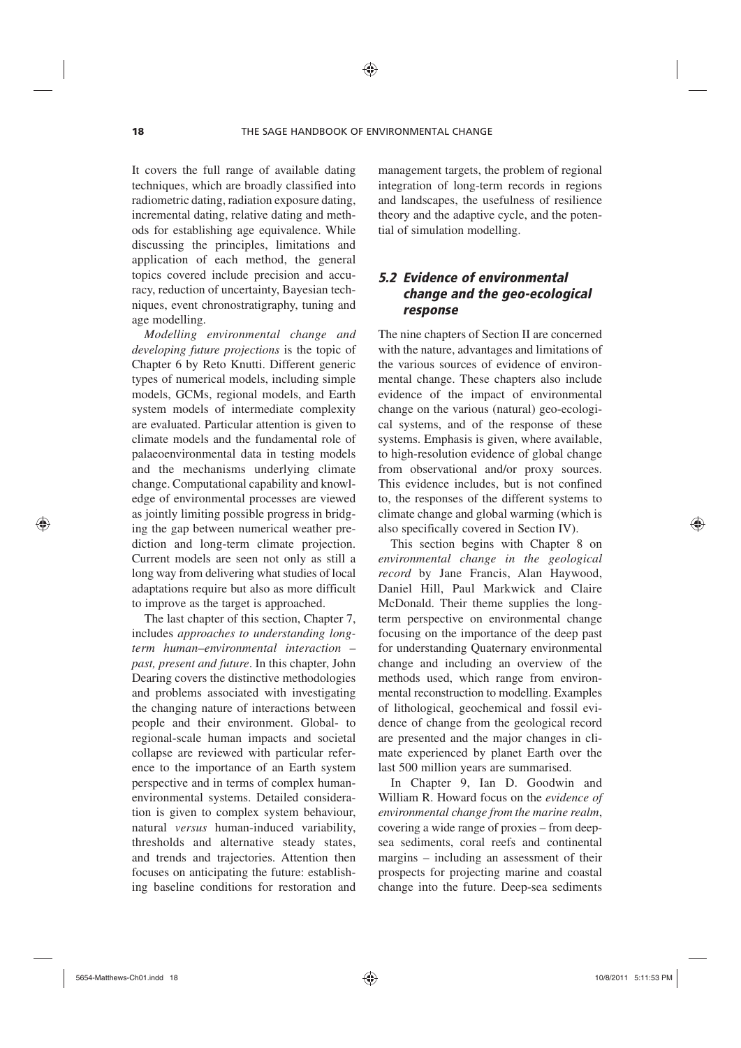It covers the full range of available dating techniques, which are broadly classified into radiometric dating, radiation exposure dating, incremental dating, relative dating and methods for establishing age equivalence. While discussing the principles, limitations and application of each method, the general topics covered include precision and accuracy, reduction of uncertainty, Bayesian techniques, event chronostratigraphy, tuning and age modelling.

*Modelling environmental change and developing future projections* is the topic of Chapter 6 by Reto Knutti. Different generic types of numerical models, including simple models, GCMs, regional models, and Earth system models of intermediate complexity are evaluated. Particular attention is given to climate models and the fundamental role of palaeoenvironmental data in testing models and the mechanisms underlying climate change. Computational capability and knowledge of environmental processes are viewed as jointly limiting possible progress in bridging the gap between numerical weather prediction and long-term climate projection. Current models are seen not only as still a long way from delivering what studies of local adaptations require but also as more difficult to improve as the target is approached.

The last chapter of this section, Chapter 7, includes *approaches to understanding long-term human–environmental interaction – past, present and future*. In this chapter, John Dearing covers the distinctive methodologies and problems associated with investigating the changing nature of interactions between people and their environment. Global- to regional-scale human impacts and societal collapse are reviewed with particular reference to the importance of an Earth system perspective and in terms of complex human-environmental systems. Detailed consideration is given to complex system behaviour, natural *versus* human-induced variability, thresholds and alternative steady states, and trends and trajectories. Attention then focuses on anticipating the future: establishing baseline conditions for restoration and management targets, the problem of regional integration of long-term records in regions and landscapes, the usefulness of resilience theory and the adaptive cycle, and the potential of simulation modelling.

## 5.2 Evidence of environmental change and the geo-ecological response

The nine chapters of Section II are concerned with the nature, advantages and limitations of the various sources of evidence of environmental change. These chapters also include evidence of the impact of environmental change on the various (natural) geo-ecological systems, and of the response of these systems. Emphasis is given, where available, to high-resolution evidence of global change from observational and/or proxy sources. This evidence includes, but is not confined to, the responses of the different systems to climate change and global warming (which is also specifically covered in Section IV).

This section begins with Chapter 8 on *environmental change in the geological record* by Jane Francis, Alan Haywood, Daniel Hill, Paul Markwick and Claire McDonald. Their theme supplies the long-term perspective on environmental change focusing on the importance of the deep past for understanding Quaternary environmental change and including an overview of the methods used, which range from environmental reconstruction to modelling. Examples of lithological, geochemical and fossil evidence of change from the geological record are presented and the major changes in climate experienced by planet Earth over the last 500 million years are summarised.

In Chapter 9, Ian D. Goodwin and William R. Howard focus on the *evidence of environmental change from the marine realm*, covering a wide range of proxies – from deep-sea sediments, coral reefs and continental margins – including an assessment of their prospects for projecting marine and coastal change into the future. Deep-sea sediments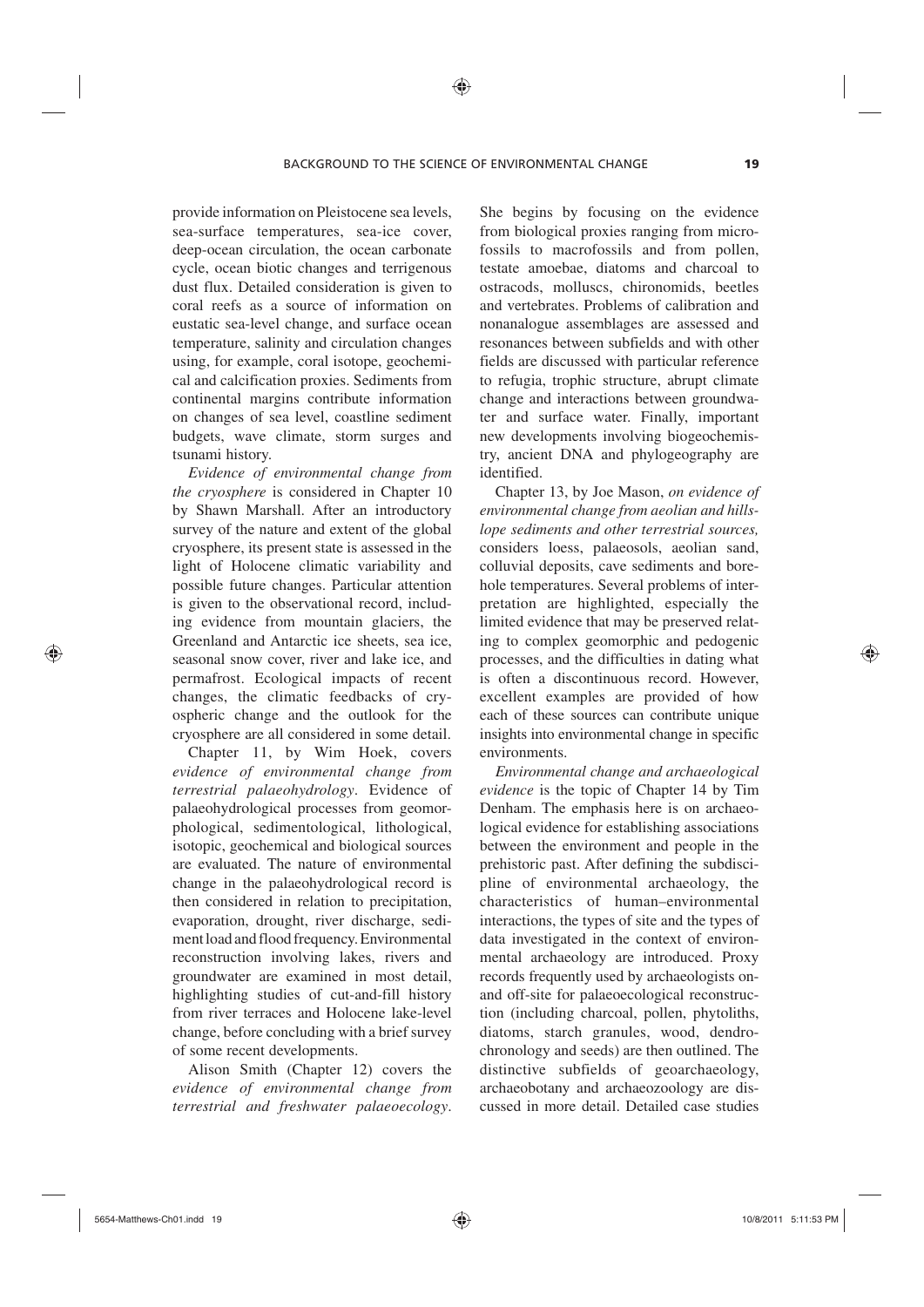provide information on Pleistocene sea levels, sea-surface temperatures, sea-ice cover, deep-ocean circulation, the ocean carbonate cycle, ocean biotic changes and terrigenous dust flux. Detailed consideration is given to coral reefs as a source of information on eustatic sea-level change, and surface ocean temperature, salinity and circulation changes using, for example, coral isotope, geochemical and calcification proxies. Sediments from continental margins contribute information on changes of sea level, coastline sediment budgets, wave climate, storm surges and tsunami history.

*Evidence of environmental change from the cryosphere* is considered in Chapter 10 by Shawn Marshall. After an introductory survey of the nature and extent of the global cryosphere, its present state is assessed in the light of Holocene climatic variability and possible future changes. Particular attention is given to the observational record, including evidence from mountain glaciers, the Greenland and Antarctic ice sheets, sea ice, seasonal snow cover, river and lake ice, and permafrost. Ecological impacts of recent changes, the climatic feedbacks of cryospheric change and the outlook for the cryosphere are all considered in some detail.

Chapter 11, by Wim Hoek, covers *evidence of environmental change from terrestrial palaeohydrology*. Evidence of palaeohydrological processes from geomorphological, sedimentological, lithological, isotopic, geochemical and biological sources are evaluated. The nature of environmental change in the palaeohydrological record is then considered in relation to precipitation, evaporation, drought, river discharge, sediment load and flood frequency. Environmental reconstruction involving lakes, rivers and groundwater are examined in most detail, highlighting studies of cut-and-fill history from river terraces and Holocene lake-level change, before concluding with a brief survey of some recent developments.

Alison Smith (Chapter 12) covers the *evidence of environmental change from terrestrial and freshwater palaeoecology*. She begins by focusing on the evidence from biological proxies ranging from microfossils to macrofossils and from pollen, testate amoebae, diatoms and charcoal to ostracods, molluscs, chironomids, beetles and vertebrates. Problems of calibration and nonanalogue assemblages are assessed and resonances between subfields and with other fields are discussed with particular reference to refugia, trophic structure, abrupt climate change and interactions between groundwater and surface water. Finally, important new developments involving biogeochemistry, ancient DNA and phylogeography are identified.

Chapter 13, by Joe Mason, *on evidence of environmental change from aeolian and hillslope sediments and other terrestrial sources,* considers loess, palaeosols, aeolian sand, colluvial deposits, cave sediments and borehole temperatures. Several problems of interpretation are highlighted, especially the limited evidence that may be preserved relating to complex geomorphic and pedogenic processes, and the difficulties in dating what is often a discontinuous record. However, excellent examples are provided of how each of these sources can contribute unique insights into environmental change in specific environments.

*Environmental change and archaeological evidence* is the topic of Chapter 14 by Tim Denham. The emphasis here is on archaeological evidence for establishing associations between the environment and people in the prehistoric past. After defining the subdiscipline of environmental archaeology, the characteristics of human–environmental interactions, the types of site and the types of data investigated in the context of environmental archaeology are introduced. Proxy records frequently used by archaeologists on- and off-site for palaeoecological reconstruction (including charcoal, pollen, phytoliths, diatoms, starch granules, wood, dendrochronology and seeds) are then outlined. The distinctive subfields of geoarchaeology, archaeobotany and archaeozoology are discussed in more detail. Detailed case studies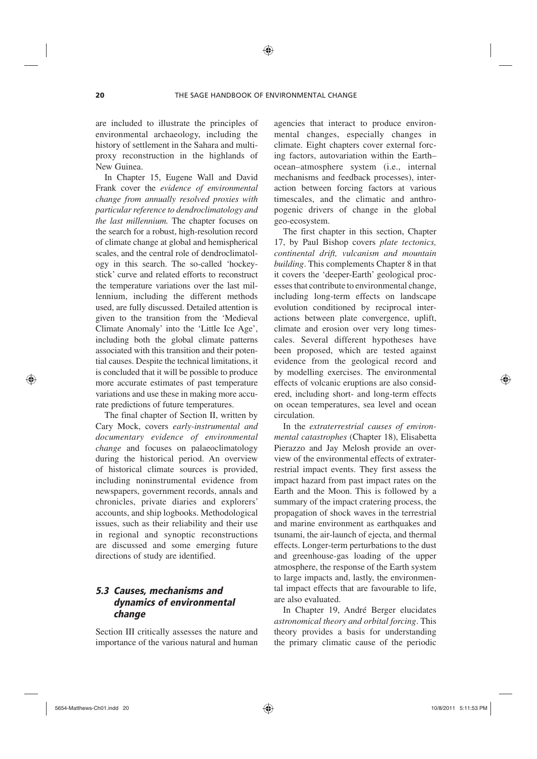are included to illustrate the principles of environmental archaeology, including the history of settlement in the Sahara and multi-proxy reconstruction in the highlands of New Guinea.

In Chapter 15, Eugene Wall and David Frank cover the *evidence of environmental change from annually resolved proxies with particular reference to dendroclimatology and the last millennium.* The chapter focuses on the search for a robust, high-resolution record of climate change at global and hemispherical scales, and the central role of dendroclimatology in this search. The so-called 'hockey-stick' curve and related efforts to reconstruct the temperature variations over the last millennium, including the different methods used, are fully discussed. Detailed attention is given to the transition from the 'Medieval Climate Anomaly' into the 'Little Ice Age', including both the global climate patterns associated with this transition and their potential causes. Despite the technical limitations, it is concluded that it will be possible to produce more accurate estimates of past temperature variations and use these in making more accurate predictions of future temperatures.

The final chapter of Section II, written by Cary Mock, covers *early-instrumental and documentary evidence of environmental change* and focuses on palaeoclimatology during the historical period. An overview of historical climate sources is provided, including noninstrumental evidence from newspapers, government records, annals and chronicles, private diaries and explorers' accounts, and ship logbooks. Methodological issues, such as their reliability and their use in regional and synoptic reconstructions are discussed and some emerging future directions of study are identified.

## 5.3 Causes, mechanisms and dynamics of environmental change

Section III critically assesses the nature and importance of the various natural and human agencies that interact to produce environmental changes, especially changes in climate. Eight chapters cover external forcing factors, autovariation within the Earth–ocean–atmosphere system (i.e., internal mechanisms and feedback processes), interaction between forcing factors at various timescales, and the climatic and anthropogenic drivers of change in the global geo-ecosystem.

The first chapter in this section, Chapter 17, by Paul Bishop covers *plate tectonics, continental drift, vulcanism and mountain building*. This complements Chapter 8 in that it covers the 'deeper-Earth' geological processes that contribute to environmental change, including long-term effects on landscape evolution conditioned by reciprocal interactions between plate convergence, uplift, climate and erosion over very long timescales. Several different hypotheses have been proposed, which are tested against evidence from the geological record and by modelling exercises. The environmental effects of volcanic eruptions are also considered, including short- and long-term effects on ocean temperatures, sea level and ocean circulation.

In the *extraterrestrial causes of environmental catastrophes* (Chapter 18), Elisabetta Pierazzo and Jay Melosh provide an overview of the environmental effects of extraterrestrial impact events. They first assess the impact hazard from past impact rates on the Earth and the Moon. This is followed by a summary of the impact cratering process, the propagation of shock waves in the terrestrial and marine environment as earthquakes and tsunami, the air-launch of ejecta, and thermal effects. Longer-term perturbations to the dust and greenhouse-gas loading of the upper atmosphere, the response of the Earth system to large impacts and, lastly, the environmental impact effects that are favourable to life, are also evaluated.

In Chapter 19, André Berger elucidates *astronomical theory and orbital forcing*. This theory provides a basis for understanding the primary climatic cause of the periodic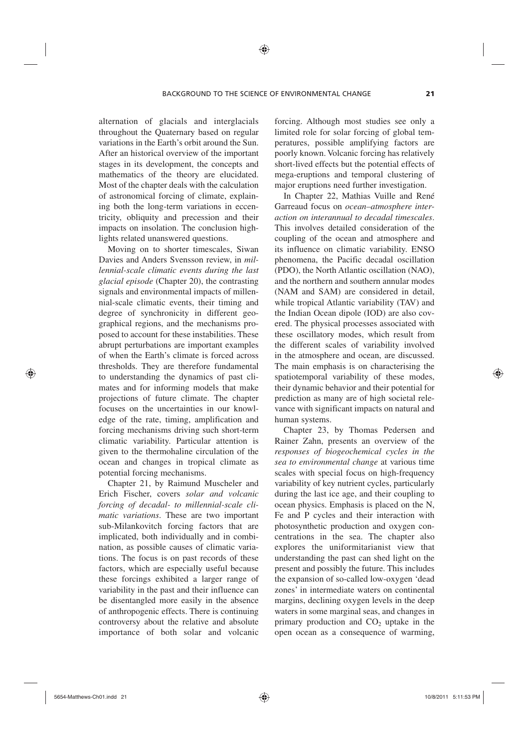alternation of glacials and interglacials throughout the Quaternary based on regular variations in the Earth's orbit around the Sun. After an historical overview of the important stages in its development, the concepts and mathematics of the theory are elucidated. Most of the chapter deals with the calculation of astronomical forcing of climate, explaining both the long-term variations in eccentricity, obliquity and precession and their impacts on insolation. The conclusion highlights related unanswered questions.

Moving on to shorter timescales, Siwan Davies and Anders Svensson review, in *millennial-scale climatic events during the last glacial episode* (Chapter 20), the contrasting signals and environmental impacts of millennial-scale climatic events, their timing and degree of synchronicity in different geographical regions, and the mechanisms proposed to account for these instabilities. These abrupt perturbations are important examples of when the Earth's climate is forced across thresholds. They are therefore fundamental to understanding the dynamics of past climates and for informing models that make projections of future climate. The chapter focuses on the uncertainties in our knowledge of the rate, timing, amplification and forcing mechanisms driving such short-term climatic variability. Particular attention is given to the thermohaline circulation of the ocean and changes in tropical climate as potential forcing mechanisms.

Chapter 21, by Raimund Muscheler and Erich Fischer, covers *solar and volcanic forcing of decadal- to millennial-scale climatic variations*. These are two important sub-Milankovitch forcing factors that are implicated, both individually and in combination, as possible causes of climatic variations. The focus is on past records of these factors, which are especially useful because these forcings exhibited a larger range of variability in the past and their influence can be disentangled more easily in the absence of anthropogenic effects. There is continuing controversy about the relative and absolute importance of both solar and volcanic forcing. Although most studies see only a limited role for solar forcing of global temperatures, possible amplifying factors are poorly known. Volcanic forcing has relatively short-lived effects but the potential effects of mega-eruptions and temporal clustering of major eruptions need further investigation.

In Chapter 22, Mathias Vuille and René Garreaud focus on *ocean–atmosphere interaction on interannual to decadal timescales*. This involves detailed consideration of the coupling of the ocean and atmosphere and its influence on climatic variability. ENSO phenomena, the Pacific decadal oscillation (PDO), the North Atlantic oscillation (NAO), and the northern and southern annular modes (NAM and SAM) are considered in detail, while tropical Atlantic variability (TAV) and the Indian Ocean dipole (IOD) are also covered. The physical processes associated with these oscillatory modes, which result from the different scales of variability involved in the atmosphere and ocean, are discussed. The main emphasis is on characterising the spatiotemporal variability of these modes, their dynamic behavior and their potential for prediction as many are of high societal relevance with significant impacts on natural and human systems.

Chapter 23, by Thomas Pedersen and Rainer Zahn, presents an overview of the *responses of biogeochemical cycles in the sea to environmental change* at various time scales with special focus on high-frequency variability of key nutrient cycles, particularly during the last ice age, and their coupling to ocean physics. Emphasis is placed on the N, Fe and P cycles and their interaction with photosynthetic production and oxygen concentrations in the sea. The chapter also explores the uniformitarianist view that understanding the past can shed light on the present and possibly the future. This includes the expansion of so-called low-oxygen 'dead zones' in intermediate waters on continental margins, declining oxygen levels in the deep waters in some marginal seas, and changes in primary production and $CO_2$ uptake in the open ocean as a consequence of warming,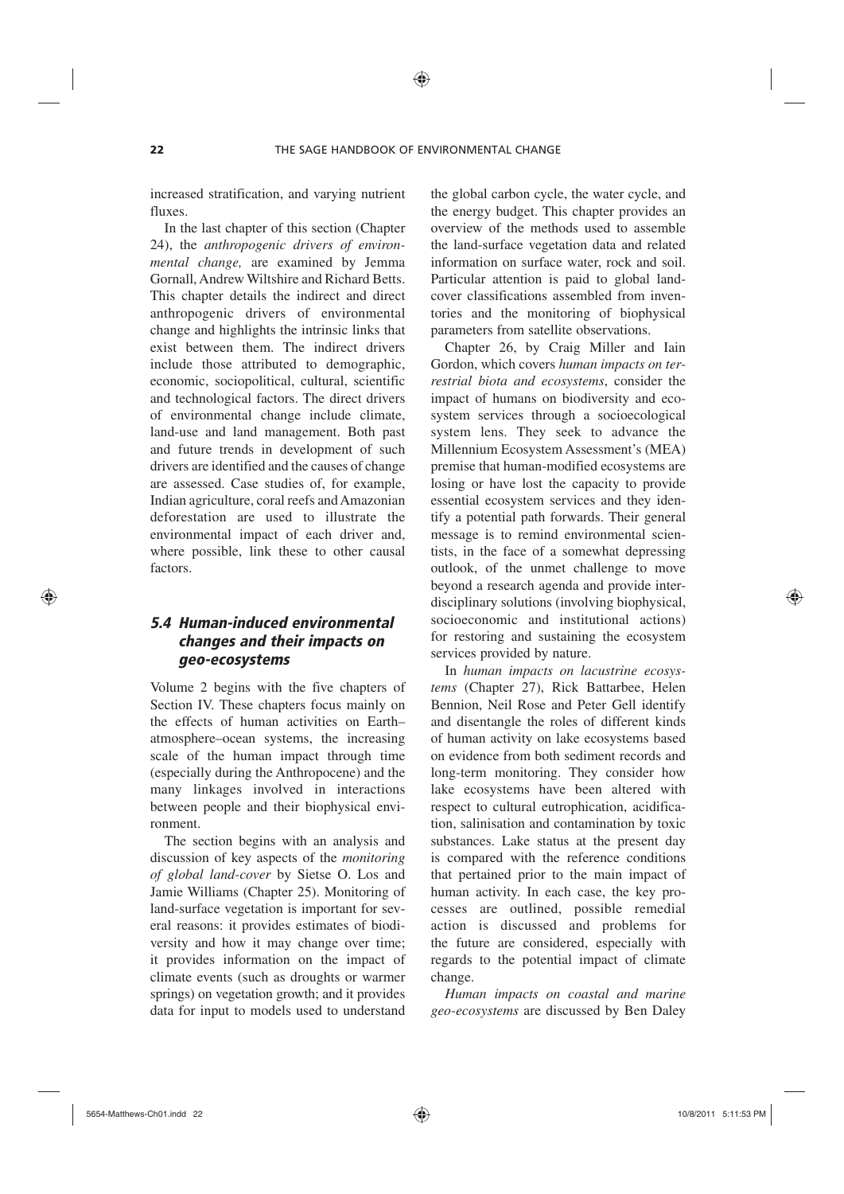increased stratification, and varying nutrient fluxes.

In the last chapter of this section (Chapter 24), the *anthropogenic drivers of environmental change,* are examined by Jemma Gornall, Andrew Wiltshire and Richard Betts. This chapter details the indirect and direct anthropogenic drivers of environmental change and highlights the intrinsic links that exist between them. The indirect drivers include those attributed to demographic, economic, sociopolitical, cultural, scientific and technological factors. The direct drivers of environmental change include climate, land-use and land management. Both past and future trends in development of such drivers are identified and the causes of change are assessed. Case studies of, for example, Indian agriculture, coral reefs and Amazonian deforestation are used to illustrate the environmental impact of each driver and, where possible, link these to other causal factors.

## 5.4 Human-induced environmental changes and their impacts on geo-ecosystems

Volume 2 begins with the five chapters of Section IV. These chapters focus mainly on the effects of human activities on Earth–atmosphere–ocean systems, the increasing scale of the human impact through time (especially during the Anthropocene) and the many linkages involved in interactions between people and their biophysical environment.

The section begins with an analysis and discussion of key aspects of the *monitoring of global land-cover* by Sietse O. Los and Jamie Williams (Chapter 25). Monitoring of land-surface vegetation is important for several reasons: it provides estimates of biodiversity and how it may change over time; it provides information on the impact of climate events (such as droughts or warmer springs) on vegetation growth; and it provides data for input to models used to understand the global carbon cycle, the water cycle, and the energy budget. This chapter provides an overview of the methods used to assemble the land-surface vegetation data and related information on surface water, rock and soil. Particular attention is paid to global land-cover classifications assembled from inventories and the monitoring of biophysical parameters from satellite observations.

Chapter 26, by Craig Miller and Iain Gordon, which covers *human impacts on terrestrial biota and ecosystems*, consider the impact of humans on biodiversity and ecosystem services through a socioecological system lens. They seek to advance the Millennium Ecosystem Assessment's (MEA) premise that human-modified ecosystems are losing or have lost the capacity to provide essential ecosystem services and they identify a potential path forwards. Their general message is to remind environmental scientists, in the face of a somewhat depressing outlook, of the unmet challenge to move beyond a research agenda and provide interdisciplinary solutions (involving biophysical, socioeconomic and institutional actions) for restoring and sustaining the ecosystem services provided by nature.

In *human impacts on lacustrine ecosystems* (Chapter 27), Rick Battarbee, Helen Bennion, Neil Rose and Peter Gell identify and disentangle the roles of different kinds of human activity on lake ecosystems based on evidence from both sediment records and long-term monitoring. They consider how lake ecosystems have been altered with respect to cultural eutrophication, acidification, salinisation and contamination by toxic substances. Lake status at the present day is compared with the reference conditions that pertained prior to the main impact of human activity. In each case, the key processes are outlined, possible remedial action is discussed and problems for the future are considered, especially with regards to the potential impact of climate change.

*Human impacts on coastal and marine geo-ecosystems* are discussed by Ben Daley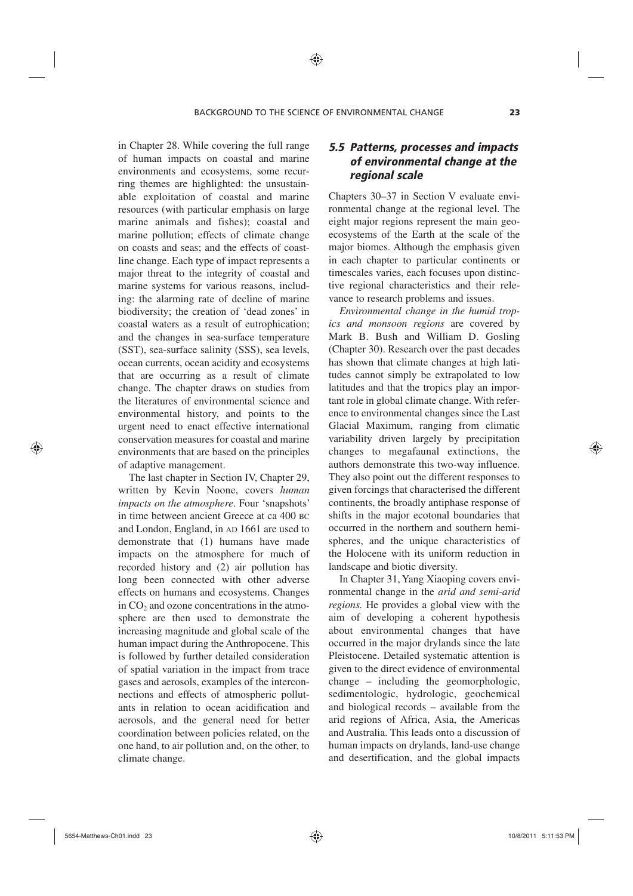in Chapter 28. While covering the full range of human impacts on coastal and marine environments and ecosystems, some recurring themes are highlighted: the unsustainable exploitation of coastal and marine resources (with particular emphasis on large marine animals and fishes); coastal and marine pollution; effects of climate change on coasts and seas; and the effects of coastline change. Each type of impact represents a major threat to the integrity of coastal and marine systems for various reasons, including: the alarming rate of decline of marine biodiversity; the creation of 'dead zones' in coastal waters as a result of eutrophication; and the changes in sea-surface temperature (SST), sea-surface salinity (SSS), sea levels, ocean currents, ocean acidity and ecosystems that are occurring as a result of climate change. The chapter draws on studies from the literatures of environmental science and environmental history, and points to the urgent need to enact effective international conservation measures for coastal and marine environments that are based on the principles of adaptive management.

The last chapter in Section IV, Chapter 29, written by Kevin Noone, covers *human impacts on the atmosphere*. Four 'snapshots' in time between ancient Greece at ca 400 BC and London, England, in AD 1661 are used to demonstrate that (1) humans have made impacts on the atmosphere for much of recorded history and (2) air pollution has long been connected with other adverse effects on humans and ecosystems. Changes in $CO_2$ and ozone concentrations in the atmosphere are then used to demonstrate the increasing magnitude and global scale of the human impact during the Anthropocene. This is followed by further detailed consideration of spatial variation in the impact from trace gases and aerosols, examples of the interconnections and effects of atmospheric pollutants in relation to ocean acidification and aerosols, and the general need for better coordination between policies related, on the one hand, to air pollution and, on the other, to climate change.

## 5.5 Patterns, processes and impacts of environmental change at the regional scale

Chapters 30–37 in Section V evaluate environmental change at the regional level. The eight major regions represent the main geoecosystems of the Earth at the scale of the major biomes. Although the emphasis given in each chapter to particular continents or timescales varies, each focuses upon distinctive regional characteristics and their relevance to research problems and issues.

*Environmental change in the humid tropics and monsoon regions* are covered by Mark B. Bush and William D. Gosling (Chapter 30). Research over the past decades has shown that climate changes at high latitudes cannot simply be extrapolated to low latitudes and that the tropics play an important role in global climate change. With reference to environmental changes since the Last Glacial Maximum, ranging from climatic variability driven largely by precipitation changes to megafaunal extinctions, the authors demonstrate this two-way influence. They also point out the different responses to given forcings that characterised the different continents, the broadly antiphase response of shifts in the major ecotonal boundaries that occurred in the northern and southern hemispheres, and the unique characteristics of the Holocene with its uniform reduction in landscape and biotic diversity.

In Chapter 31, Yang Xiaoping covers environmental change in the *arid and semi-arid regions.* He provides a global view with the aim of developing a coherent hypothesis about environmental changes that have occurred in the major drylands since the late Pleistocene. Detailed systematic attention is given to the direct evidence of environmental change – including the geomorphologic, sedimentologic, hydrologic, geochemical and biological records – available from the arid regions of Africa, Asia, the Americas and Australia. This leads onto a discussion of human impacts on drylands, land-use change and desertification, and the global impacts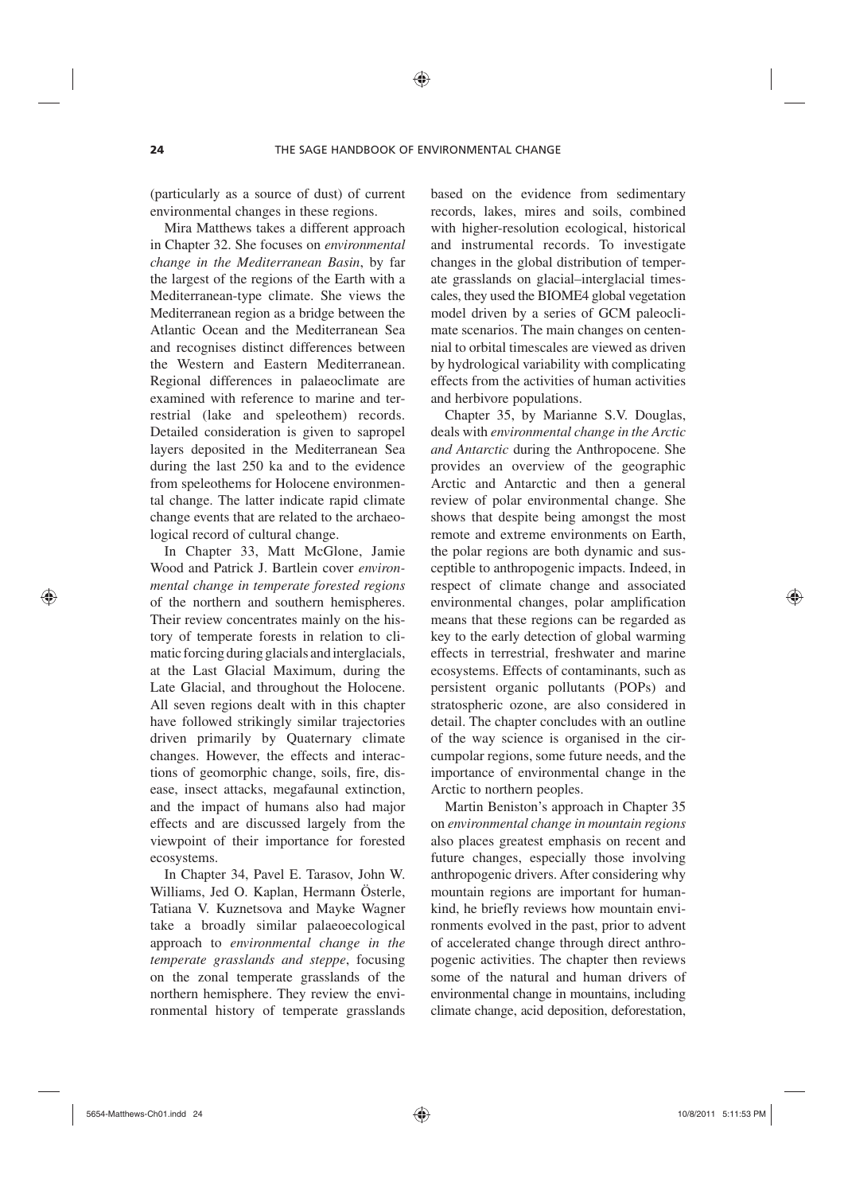(particularly as a source of dust) of current environmental changes in these regions.

Mira Matthews takes a different approach in Chapter 32. She focuses on *environmental change in the Mediterranean Basin*, by far the largest of the regions of the Earth with a Mediterranean-type climate. She views the Mediterranean region as a bridge between the Atlantic Ocean and the Mediterranean Sea and recognises distinct differences between the Western and Eastern Mediterranean. Regional differences in palaeoclimate are examined with reference to marine and terrestrial (lake and speleothem) records. Detailed consideration is given to sapropel layers deposited in the Mediterranean Sea during the last 250 ka and to the evidence from speleothems for Holocene environmental change. The latter indicate rapid climate change events that are related to the archaeological record of cultural change.

In Chapter 33, Matt McGlone, Jamie Wood and Patrick J. Bartlein cover *environmental change in temperate forested regions* of the northern and southern hemispheres. Their review concentrates mainly on the history of temperate forests in relation to climatic forcing during glacials and interglacials, at the Last Glacial Maximum, during the Late Glacial, and throughout the Holocene. All seven regions dealt with in this chapter have followed strikingly similar trajectories driven primarily by Quaternary climate changes. However, the effects and interactions of geomorphic change, soils, fire, disease, insect attacks, megafaunal extinction, and the impact of humans also had major effects and are discussed largely from the viewpoint of their importance for forested ecosystems.

In Chapter 34, Pavel E. Tarasov, John W. Williams, Jed O. Kaplan, Hermann Österle, Tatiana V. Kuznetsova and Mayke Wagner take a broadly similar palaeoecological approach to *environmental change in the temperate grasslands and steppe*, focusing on the zonal temperate grasslands of the northern hemisphere. They review the environmental history of temperate grasslands based on the evidence from sedimentary records, lakes, mires and soils, combined with higher-resolution ecological, historical and instrumental records. To investigate changes in the global distribution of temperate grasslands on glacial–interglacial timescales, they used the BIOME4 global vegetation model driven by a series of GCM paleoclimate scenarios. The main changes on centennial to orbital timescales are viewed as driven by hydrological variability with complicating effects from the activities of human activities and herbivore populations.

Chapter 35, by Marianne S.V. Douglas, deals with *environmental change in the Arctic and Antarctic* during the Anthropocene. She provides an overview of the geographic Arctic and Antarctic and then a general review of polar environmental change. She shows that despite being amongst the most remote and extreme environments on Earth, the polar regions are both dynamic and susceptible to anthropogenic impacts. Indeed, in respect of climate change and associated environmental changes, polar amplification means that these regions can be regarded as key to the early detection of global warming effects in terrestrial, freshwater and marine ecosystems. Effects of contaminants, such as persistent organic pollutants (POPs) and stratospheric ozone, are also considered in detail. The chapter concludes with an outline of the way science is organised in the circumpolar regions, some future needs, and the importance of environmental change in the Arctic to northern peoples.

Martin Beniston's approach in Chapter 35 on *environmental change in mountain regions* also places greatest emphasis on recent and future changes, especially those involving anthropogenic drivers. After considering why mountain regions are important for humankind, he briefly reviews how mountain environments evolved in the past, prior to advent of accelerated change through direct anthropogenic activities. The chapter then reviews some of the natural and human drivers of environmental change in mountains, including climate change, acid deposition, deforestation,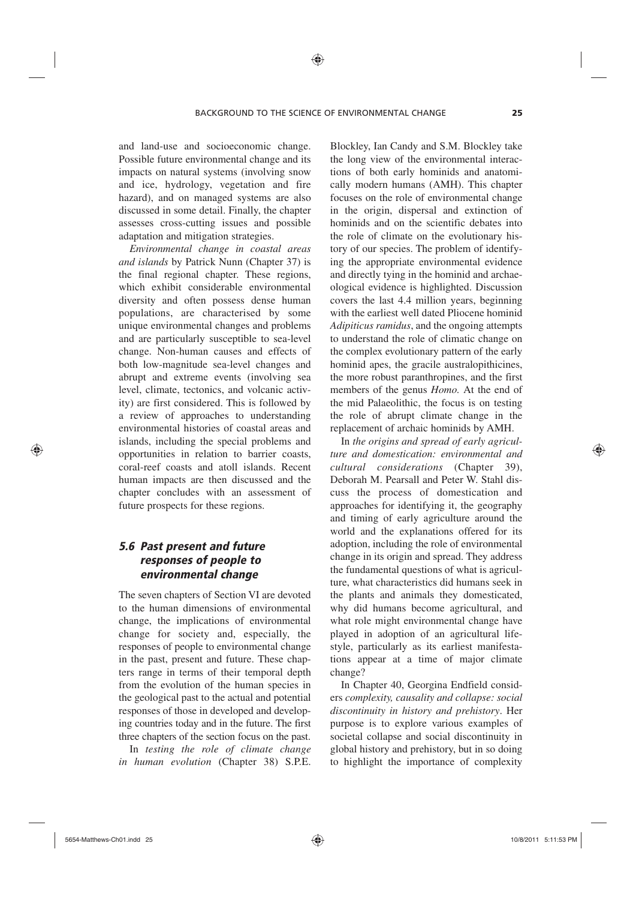and land-use and socioeconomic change. Possible future environmental change and its impacts on natural systems (involving snow and ice, hydrology, vegetation and fire hazard), and on managed systems are also discussed in some detail. Finally, the chapter assesses cross-cutting issues and possible adaptation and mitigation strategies.

*Environmental change in coastal areas and islands* by Patrick Nunn (Chapter 37) is the final regional chapter. These regions, which exhibit considerable environmental diversity and often possess dense human populations, are characterised by some unique environmental changes and problems and are particularly susceptible to sea-level change. Non-human causes and effects of both low-magnitude sea-level changes and abrupt and extreme events (involving sea level, climate, tectonics, and volcanic activity) are first considered. This is followed by a review of approaches to understanding environmental histories of coastal areas and islands, including the special problems and opportunities in relation to barrier coasts, coral-reef coasts and atoll islands. Recent human impacts are then discussed and the chapter concludes with an assessment of future prospects for these regions.

### *5.6 Past present and future responses of people to environmental change*

The seven chapters of Section VI are devoted to the human dimensions of environmental change, the implications of environmental change for society and, especially, the responses of people to environmental change in the past, present and future. These chapters range in terms of their temporal depth from the evolution of the human species in the geological past to the actual and potential responses of those in developed and developing countries today and in the future. The first three chapters of the section focus on the past.

In *testing the role of climate change in human evolution* (Chapter 38) S.P.E. Blockley, Ian Candy and S.M. Blockley take the long view of the environmental interactions of both early hominids and anatomically modern humans (AMH). This chapter focuses on the role of environmental change in the origin, dispersal and extinction of hominids and on the scientific debates into the role of climate on the evolutionary history of our species. The problem of identifying the appropriate environmental evidence and directly tying in the hominid and archaeological evidence is highlighted. Discussion covers the last 4.4 million years, beginning with the earliest well dated Pliocene hominid *Adipiticus ramidus*, and the ongoing attempts to understand the role of climatic change on the complex evolutionary pattern of the early hominid apes, the gracile australopithicines, the more robust paranthropines, and the first members of the genus *Homo*. At the end of the mid Palaeolithic, the focus is on testing the role of abrupt climate change in the replacement of archaic hominids by AMH.

In *the origins and spread of early agriculture and domestication: environmental and cultural considerations* (Chapter 39), Deborah M. Pearsall and Peter W. Stahl discuss the process of domestication and approaches for identifying it, the geography and timing of early agriculture around the world and the explanations offered for its adoption, including the role of environmental change in its origin and spread. They address the fundamental questions of what is agriculture, what characteristics did humans seek in the plants and animals they domesticated, why did humans become agricultural, and what role might environmental change have played in adoption of an agricultural lifestyle, particularly as its earliest manifestations appear at a time of major climate change?

In Chapter 40, Georgina Endfield considers *complexity, causality and collapse: social discontinuity in history and prehistory*. Her purpose is to explore various examples of societal collapse and social discontinuity in global history and prehistory, but in so doing to highlight the importance of complexity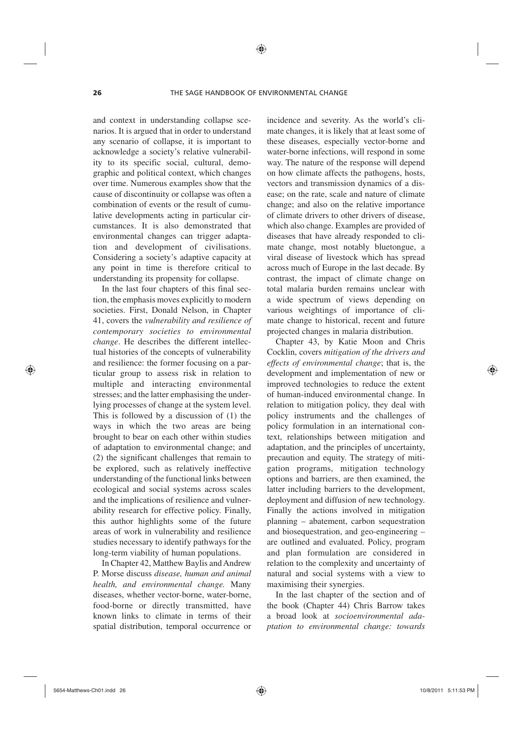and context in understanding collapse scenarios. It is argued that in order to understand any scenario of collapse, it is important to acknowledge a society's relative vulnerability to its specific social, cultural, demographic and political context, which changes over time. Numerous examples show that the cause of discontinuity or collapse was often a combination of events or the result of cumulative developments acting in particular circumstances. It is also demonstrated that environmental changes can trigger adaptation and development of civilisations. Considering a society's adaptive capacity at any point in time is therefore critical to understanding its propensity for collapse.

In the last four chapters of this final section, the emphasis moves explicitly to modern societies. First, Donald Nelson, in Chapter 41, covers the *vulnerability and resilience of contemporary societies to environmental change*. He describes the different intellectual histories of the concepts of vulnerability and resilience: the former focusing on a particular group to assess risk in relation to multiple and interacting environmental stresses; and the latter emphasising the underlying processes of change at the system level. This is followed by a discussion of (1) the ways in which the two areas are being brought to bear on each other within studies of adaptation to environmental change; and (2) the significant challenges that remain to be explored, such as relatively ineffective understanding of the functional links between ecological and social systems across scales and the implications of resilience and vulnerability research for effective policy. Finally, this author highlights some of the future areas of work in vulnerability and resilience studies necessary to identify pathways for the long-term viability of human populations.

In Chapter 42, Matthew Baylis and Andrew P. Morse discuss *disease, human and animal health, and environmental change.* Many diseases, whether vector-borne, water-borne, food-borne or directly transmitted, have known links to climate in terms of their spatial distribution, temporal occurrence or incidence and severity. As the world's climate changes, it is likely that at least some of these diseases, especially vector-borne and water-borne infections, will respond in some way. The nature of the response will depend on how climate affects the pathogens, hosts, vectors and transmission dynamics of a disease; on the rate, scale and nature of climate change; and also on the relative importance of climate drivers to other drivers of disease, which also change. Examples are provided of diseases that have already responded to climate change, most notably bluetongue, a viral disease of livestock which has spread across much of Europe in the last decade. By contrast, the impact of climate change on total malaria burden remains unclear with a wide spectrum of views depending on various weightings of importance of climate change to historical, recent and future projected changes in malaria distribution.

Chapter 43, by Katie Moon and Chris Cocklin, covers *mitigation of the drivers and effects of environmental change*; that is, the development and implementation of new or improved technologies to reduce the extent of human-induced environmental change. In relation to mitigation policy, they deal with policy instruments and the challenges of policy formulation in an international context, relationships between mitigation and adaptation, and the principles of uncertainty, precaution and equity. The strategy of mitigation programs, mitigation technology options and barriers, are then examined, the latter including barriers to the development, deployment and diffusion of new technology. Finally the actions involved in mitigation planning – abatement, carbon sequestration and biosequestration, and geo-engineering – are outlined and evaluated. Policy, program and plan formulation are considered in relation to the complexity and uncertainty of natural and social systems with a view to maximising their synergies.

In the last chapter of the section and of the book (Chapter 44) Chris Barrow takes a broad look at *socioenvironmental adaptation to environmental change: towards*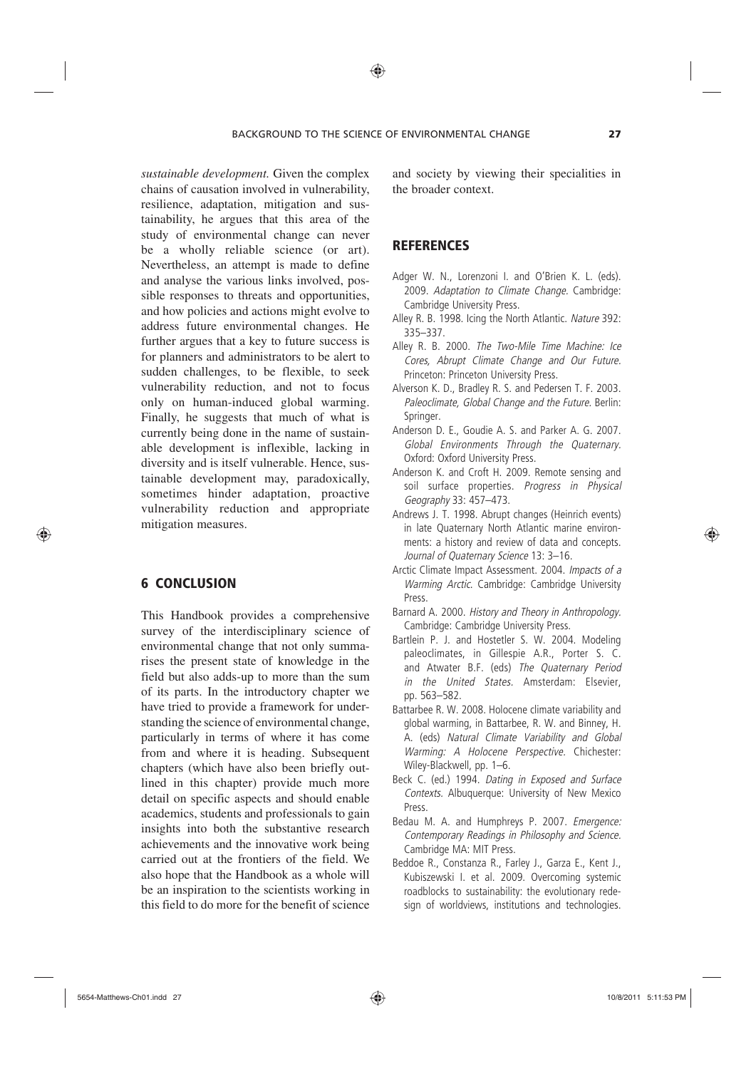*sustainable development.* Given the complex chains of causation involved in vulnerability, resilience, adaptation, mitigation and sustainability, he argues that this area of the study of environmental change can never be a wholly reliable science (or art). Nevertheless, an attempt is made to define and analyse the various links involved, possible responses to threats and opportunities, and how policies and actions might evolve to address future environmental changes. He further argues that a key to future success is for planners and administrators to be alert to sudden challenges, to be flexible, to seek vulnerability reduction, and not to focus only on human-induced global warming. Finally, he suggests that much of what is currently being done in the name of sustainable development is inflexible, lacking in diversity and is itself vulnerable. Hence, sustainable development may, paradoxically, sometimes hinder adaptation, proactive vulnerability reduction and appropriate mitigation measures.

## 6 CONCLUSION

This Handbook provides a comprehensive survey of the interdisciplinary science of environmental change that not only summarises the present state of knowledge in the field but also adds-up to more than the sum of its parts. In the introductory chapter we have tried to provide a framework for understanding the science of environmental change, particularly in terms of where it has come from and where it is heading. Subsequent chapters (which have also been briefly outlined in this chapter) provide much more detail on specific aspects and should enable academics, students and professionals to gain insights into both the substantive research achievements and the innovative work being carried out at the frontiers of the field. We also hope that the Handbook as a whole will be an inspiration to the scientists working in this field to do more for the benefit of science and society by viewing their specialities in the broader context.

## REFERENCES

Adger W. N., Lorenzoni I. and O'Brien K. L. (eds). 2009. *Adaptation to Climate Change.* Cambridge: Cambridge University Press.

Alley R. B. 1998. Icing the North Atlantic. *Nature* 392: 335–337.

Alley R. B. 2000. *The Two-Mile Time Machine: Ice Cores, Abrupt Climate Change and Our Future.* Princeton: Princeton University Press.

Alverson K. D., Bradley R. S. and Pedersen T. F. 2003. *Paleoclimate, Global Change and the Future.* Berlin: Springer.

Anderson D. E., Goudie A. S. and Parker A. G. 2007. *Global Environments Through the Quaternary.* Oxford: Oxford University Press.

Anderson K. and Croft H. 2009. Remote sensing and soil surface properties. *Progress in Physical Geography* 33: 457–473.

Andrews J. T. 1998. Abrupt changes (Heinrich events) in late Quaternary North Atlantic marine environments: a history and review of data and concepts. *Journal of Quaternary Science* 13: 3–16.

Arctic Climate Impact Assessment. 2004. *Impacts of a Warming Arctic.* Cambridge: Cambridge University Press.

Barnard A. 2000. *History and Theory in Anthropology.* Cambridge: Cambridge University Press.

Bartlein P. J. and Hostetler S. W. 2004. Modeling paleoclimates, in Gillespie A.R., Porter S. C. and Atwater B.F. (eds) *The Quaternary Period in the United States.* Amsterdam: Elsevier, pp. 563–582.

Battarbee R. W. 2008. Holocene climate variability and global warming, in Battarbee, R. W. and Binney, H. A. (eds) *Natural Climate Variability and Global Warming: A Holocene Perspective.* Chichester: Wiley-Blackwell, pp. 1–6.

Beck C. (ed.) 1994. *Dating in Exposed and Surface Contexts.* Albuquerque: University of New Mexico Press.

Bedau M. A. and Humphreys P. 2007. *Emergence: Contemporary Readings in Philosophy and Science.* Cambridge MA: MIT Press.

Beddoe R., Constanza R., Farley J., Garza E., Kent J., Kubiszewski I. et al. 2009. Overcoming systemic roadblocks to sustainability: the evolutionary redesign of worldviews, institutions and technologies.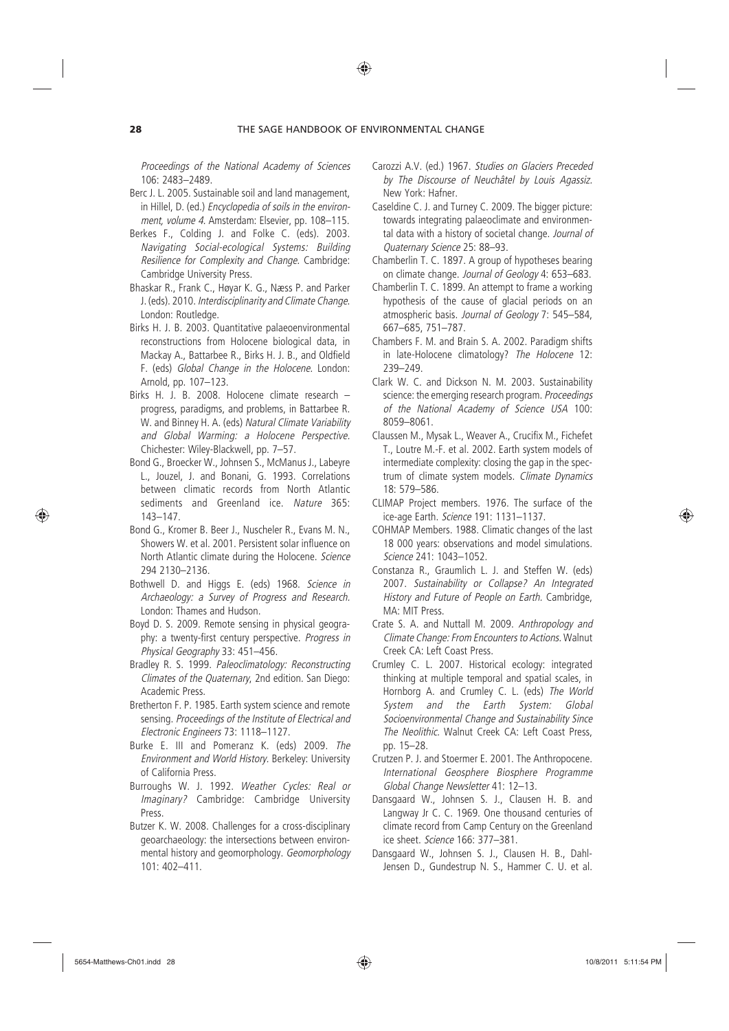*Proceedings of the National Academy of Sciences* 106: 2483–2489.

Berc J. L. 2005. Sustainable soil and land management, in Hillel, D. (ed.) *Encyclopedia of soils in the environment, volume 4*. Amsterdam: Elsevier, pp. 108–115.

Berkes F., Colding J. and Folke C. (eds). 2003. *Navigating Social-ecological Systems: Building Resilience for Complexity and Change*. Cambridge: Cambridge University Press.

Bhaskar R., Frank C., Høyar K. G., Næss P. and Parker J. (eds). 2010. *Interdisciplinarity and Climate Change*. London: Routledge.

Birks H. J. B. 2003. Quantitative palaeoenvironmental reconstructions from Holocene biological data, in Mackay A., Battarbee R., Birks H. J. B., and Oldfield F. (eds) *Global Change in the Holocene*. London: Arnold, pp. 107–123.

Birks H. J. B. 2008. Holocene climate research – progress, paradigms, and problems, in Battarbee R. W. and Binney H. A. (eds) *Natural Climate Variability and Global Warming: a Holocene Perspective*. Chichester: Wiley-Blackwell, pp. 7–57.

Bond G., Broecker W., Johnsen S., McManus J., Labeyre L., Jouzel, J. and Bonani, G. 1993. Correlations between climatic records from North Atlantic sediments and Greenland ice. *Nature* 365: 143–147.

Bond G., Kromer B. Beer J., Nuscheler R., Evans M. N., Showers W. et al. 2001. Persistent solar influence on North Atlantic climate during the Holocene. *Science* 294 2130–2136.

Bothwell D. and Higgs E. (eds) 1968. *Science in Archaeology: a Survey of Progress and Research.* London: Thames and Hudson.

Boyd D. S. 2009. Remote sensing in physical geography: a twenty-first century perspective. *Progress in Physical Geography* 33: 451–456.

Bradley R. S. 1999. *Paleoclimatology: Reconstructing Climates of the Quaternary*, 2nd edition. San Diego: Academic Press.

Bretherton F. P. 1985. Earth system science and remote sensing. *Proceedings of the Institute of Electrical and Electronic Engineers* 73: 1118–1127.

Burke E. III and Pomeranz K. (eds) 2009. *The Environment and World History*. Berkeley: University of California Press.

Burroughs W. J. 1992. *Weather Cycles: Real or Imaginary?* Cambridge: Cambridge University Press.

Butzer K. W. 2008. Challenges for a cross-disciplinary geoarchaeology: the intersections between environmental history and geomorphology. *Geomorphology* 101: 402–411.

Carozzi A.V. (ed.) 1967. *Studies on Glaciers Preceded by The Discourse of Neuchâtel by Louis Agassiz.* New York: Hafner.

Caseldine C. J. and Turney C. 2009. The bigger picture: towards integrating palaeoclimate and environmental data with a history of societal change. *Journal of Quaternary Science* 25: 88–93.

Chamberlin T. C. 1897. A group of hypotheses bearing on climate change. *Journal of Geology* 4: 653–683.

Chamberlin T. C. 1899. An attempt to frame a working hypothesis of the cause of glacial periods on an atmospheric basis. *Journal of Geology* 7: 545–584, 667–685, 751–787.

Chambers F. M. and Brain S. A. 2002. Paradigm shifts in late-Holocene climatology? *The Holocene* 12: 239–249.

Clark W. C. and Dickson N. M. 2003. Sustainability science: the emerging research program. *Proceedings of the National Academy of Science USA* 100: 8059–8061.

Claussen M., Mysak L., Weaver A., Crucifix M., Fichefet T., Loutre M.-F. et al. 2002. Earth system models of intermediate complexity: closing the gap in the spectrum of climate system models. *Climate Dynamics* 18: 579–586.

CLIMAP Project members. 1976. The surface of the ice-age Earth. *Science* 191: 1131–1137.

COHMAP Members. 1988. Climatic changes of the last 18 000 years: observations and model simulations. *Science* 241: 1043–1052.

Constanza R., Graumlich L. J. and Steffen W. (eds) 2007. *Sustainability or Collapse? An Integrated History and Future of People on Earth.* Cambridge, MA: MIT Press.

Crate S. A. and Nuttall M. 2009. *Anthropology and Climate Change: From Encounters to Actions.* Walnut Creek CA: Left Coast Press.

Crumley C. L. 2007. Historical ecology: integrated thinking at multiple temporal and spatial scales, in Hornborg A. and Crumley C. L. (eds) *The World System and the Earth System: Global Socioenvironmental Change and Sustainability Since The Neolithic.* Walnut Creek CA: Left Coast Press, pp. 15–28.

Crutzen P. J. and Stoermer E. 2001. The Anthropocene. *International Geosphere Biosphere Programme Global Change Newsletter* 41: 12–13.

Dansgaard W., Johnsen S. J., Clausen H. B. and Langway Jr C. C. 1969. One thousand centuries of climate record from Camp Century on the Greenland ice sheet. *Science* 166: 377–381.

Dansgaard W., Johnsen S. J., Clausen H. B., Dahl-Jensen D., Gundestrup N. S., Hammer C. U. et al.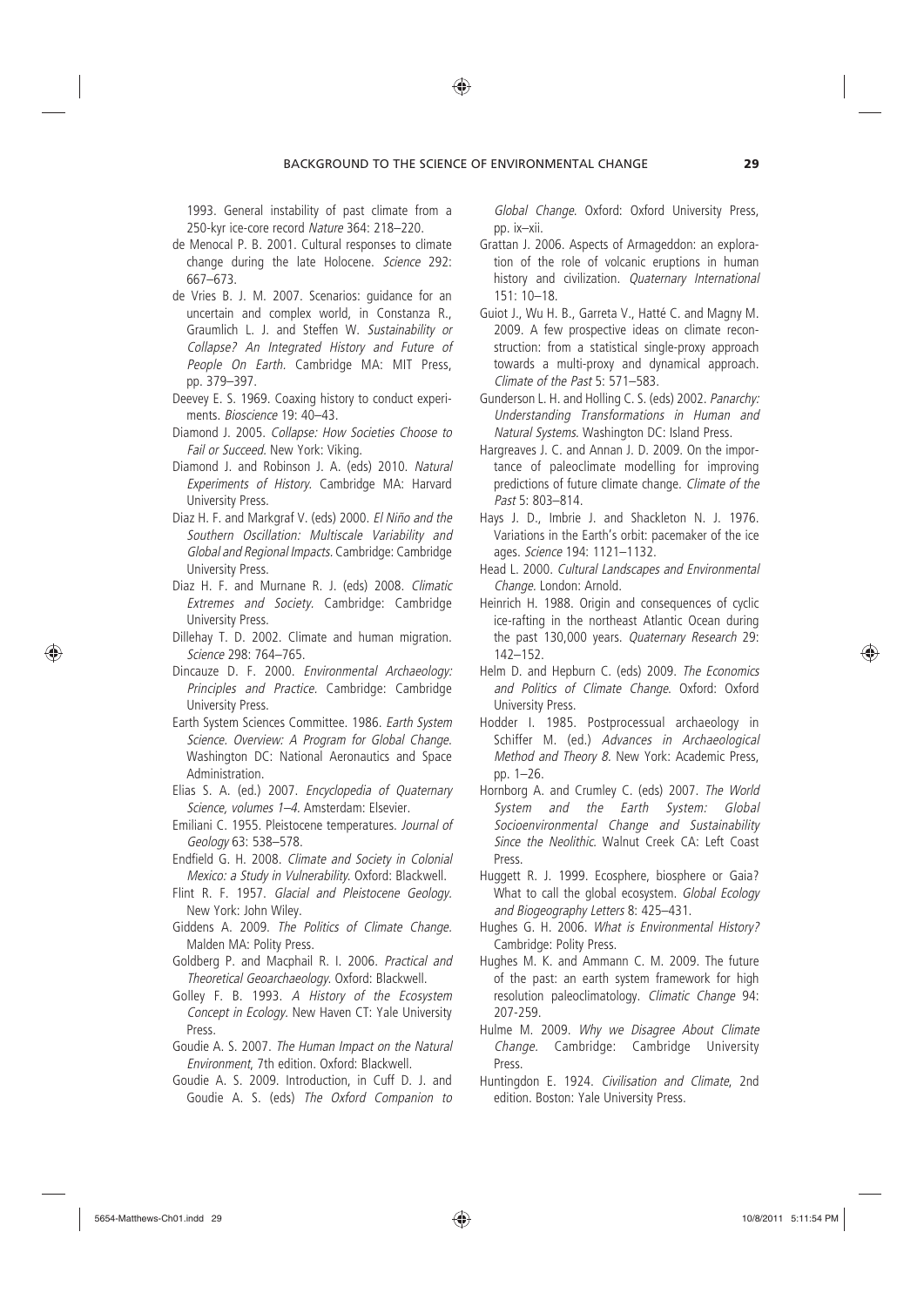1993. General instability of past climate from a 250-kyr ice-core record *Nature* 364: 218–220.

de Menocal P. B. 2001. Cultural responses to climate change during the late Holocene. *Science* 292: 667–673.

de Vries B. J. M. 2007. Scenarios: guidance for an uncertain and complex world, in Constanza R., Graumlich L. J. and Steffen W. *Sustainability or Collapse? An Integrated History and Future of People On Earth*. Cambridge MA: MIT Press, pp. 379–397.

Deevey E. S. 1969. Coaxing history to conduct experiments. *Bioscience* 19: 40–43.

Diamond J. 2005. *Collapse: How Societies Choose to Fail or Succeed*. New York: Viking.

Diamond J. and Robinson J. A. (eds) 2010. *Natural Experiments of History*. Cambridge MA: Harvard University Press.

Diaz H. F. and Markgraf V. (eds) 2000. *El Niño and the Southern Oscillation: Multiscale Variability and Global and Regional Impacts*. Cambridge: Cambridge University Press.

Diaz H. F. and Murnane R. J. (eds) 2008. *Climatic Extremes and Society*. Cambridge: Cambridge University Press.

Dillehay T. D. 2002. Climate and human migration. *Science* 298: 764–765.

Dincauze D. F. 2000. *Environmental Archaeology: Principles and Practice*. Cambridge: Cambridge University Press.

Earth System Sciences Committee. 1986. *Earth System Science. Overview: A Program for Global Change*. Washington DC: National Aeronautics and Space Administration.

Elias S. A. (ed.) 2007. *Encyclopedia of Quaternary Science, volumes 1–4*. Amsterdam: Elsevier.

Emiliani C. 1955. Pleistocene temperatures. *Journal of Geology* 63: 538–578.

Endfield G. H. 2008. *Climate and Society in Colonial Mexico: a Study in Vulnerability*. Oxford: Blackwell.

Flint R. F. 1957. *Glacial and Pleistocene Geology*. New York: John Wiley.

Giddens A. 2009. *The Politics of Climate Change*. Malden MA: Polity Press.

Goldberg P. and Macphail R. I. 2006. *Practical and Theoretical Geoarchaeology*. Oxford: Blackwell.

Golley F. B. 1993. *A History of the Ecosystem Concept in Ecology*. New Haven CT: Yale University Press.

Goudie A. S. 2007. *The Human Impact on the Natural Environment*, 7th edition. Oxford: Blackwell.

Goudie A. S. 2009. Introduction, in Cuff D. J. and Goudie A. S. (eds) *The Oxford Companion to Global Change*. Oxford: Oxford University Press, pp. ix–xii.

Grattan J. 2006. Aspects of Armageddon: an exploration of the role of volcanic eruptions in human history and civilization. *Quaternary International* 151: 10–18.

Guiot J., Wu H. B., Garreta V., Hatté C. and Magny M. 2009. A few prospective ideas on climate reconstruction: from a statistical single-proxy approach towards a multi-proxy and dynamical approach. *Climate of the Past* 5: 571–583.

Gunderson L. H. and Holling C. S. (eds) 2002. *Panarchy: Understanding Transformations in Human and Natural Systems*. Washington DC: Island Press.

Hargreaves J. C. and Annan J. D. 2009. On the importance of paleoclimate modelling for improving predictions of future climate change. *Climate of the Past* 5: 803–814.

Hays J. D., Imbrie J. and Shackleton N. J. 1976. Variations in the Earth's orbit: pacemaker of the ice ages. *Science* 194: 1121–1132.

Head L. 2000. *Cultural Landscapes and Environmental Change*. London: Arnold.

Heinrich H. 1988. Origin and consequences of cyclic ice-rafting in the northeast Atlantic Ocean during the past 130,000 years. *Quaternary Research* 29: 142–152.

Helm D. and Hepburn C. (eds) 2009. *The Economics and Politics of Climate Change*. Oxford: Oxford University Press.

Hodder I. 1985. Postprocessual archaeology in Schiffer M. (ed.) *Advances in Archaeological Method and Theory 8*. New York: Academic Press, pp. 1–26.

Hornborg A. and Crumley C. (eds) 2007. *The World System and the Earth System: Global Socioenvironmental Change and Sustainability Since the Neolithic*. Walnut Creek CA: Left Coast Press.

Huggett R. J. 1999. Ecosphere, biosphere or Gaia? What to call the global ecosystem. *Global Ecology and Biogeography Letters* 8: 425–431.

Hughes G. H. 2006. *What is Environmental History?* Cambridge: Polity Press.

Hughes M. K. and Ammann C. M. 2009. The future of the past: an earth system framework for high resolution paleoclimatology. *Climatic Change* 94: 207-259.

Hulme M. 2009. *Why we Disagree About Climate Change*. Cambridge: Cambridge University Press.

Huntingdon E. 1924. *Civilisation and Climate*, 2nd edition. Boston: Yale University Press.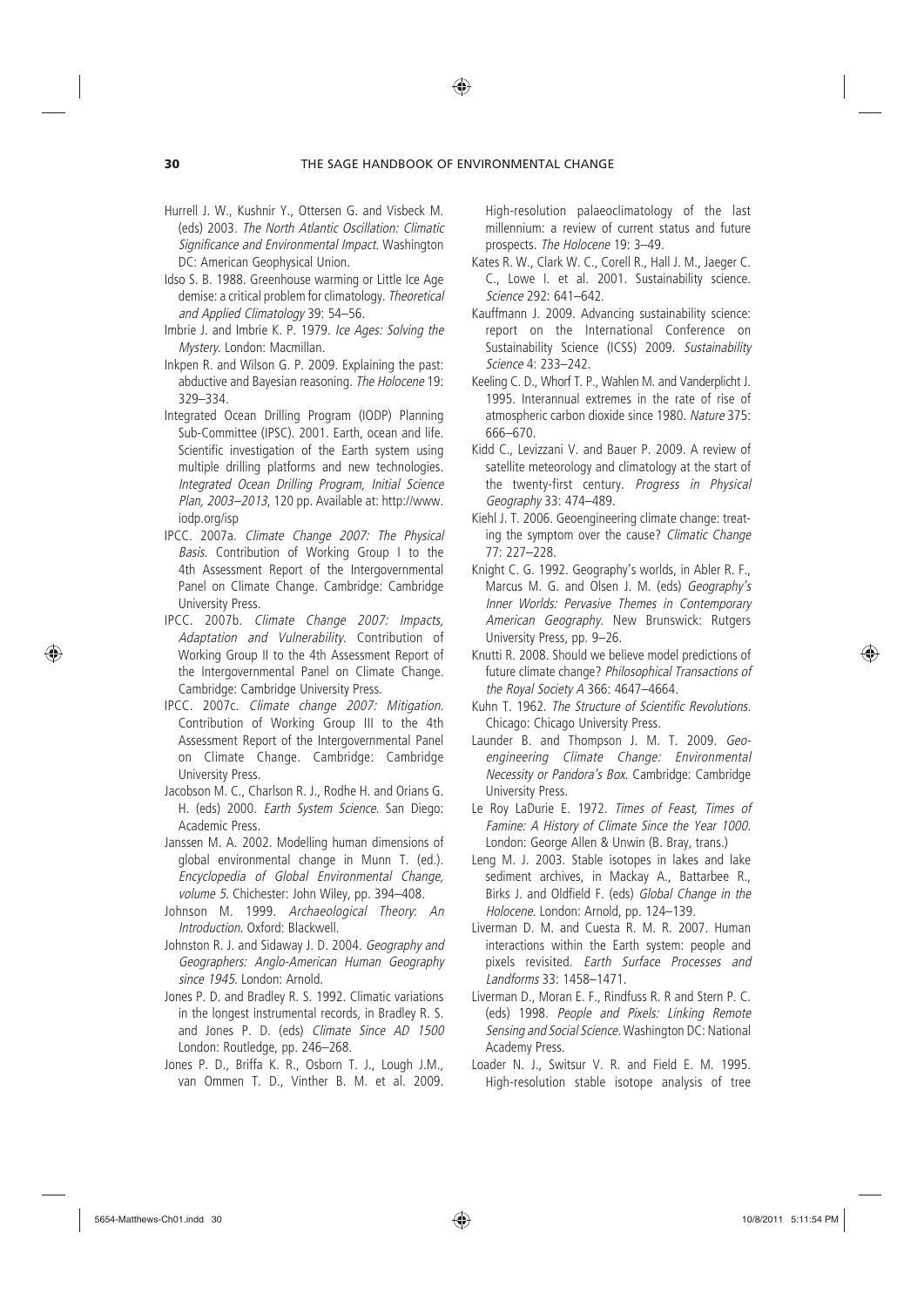Hurrell J. W., Kushnir Y., Ottersen G. and Visbeck M. (eds) 2003. *The North Atlantic Oscillation: Climatic Significance and Environmental Impact*. Washington DC: American Geophysical Union.

Idso S. B. 1988. Greenhouse warming or Little Ice Age demise: a critical problem for climatology. *Theoretical and Applied Climatology* 39: 54–56.

Imbrie J. and Imbrie K. P. 1979. *Ice Ages: Solving the Mystery*. London: Macmillan.

Inkpen R. and Wilson G. P. 2009. Explaining the past: abductive and Bayesian reasoning. *The Holocene* 19: 329–334.

Integrated Ocean Drilling Program (IODP) Planning Sub-Committee (IPSC). 2001. Earth, ocean and life. Scientific investigation of the Earth system using multiple drilling platforms and new technologies. *Integrated Ocean Drilling Program, Initial Science Plan, 2003–2013*, 120 pp. Available at: http://www.iodp.org/isp

IPCC. 2007a. *Climate Change 2007: The Physical Basis*. Contribution of Working Group I to the 4th Assessment Report of the Intergovernmental Panel on Climate Change. Cambridge: Cambridge University Press.

IPCC. 2007b. *Climate Change 2007: Impacts, Adaptation and Vulnerability*. Contribution of Working Group II to the 4th Assessment Report of the Intergovernmental Panel on Climate Change. Cambridge: Cambridge University Press.

IPCC. 2007c. *Climate change 2007: Mitigation*. Contribution of Working Group III to the 4th Assessment Report of the Intergovernmental Panel on Climate Change. Cambridge: Cambridge University Press.

Jacobson M. C., Charlson R. J., Rodhe H. and Orians G. H. (eds) 2000. *Earth System Science*. San Diego: Academic Press.

Janssen M. A. 2002. Modelling human dimensions of global environmental change in Munn T. (ed.). *Encyclopedia of Global Environmental Change, volume 5*. Chichester: John Wiley, pp. 394–408.

Johnson M. 1999. *Archaeological Theory: An Introduction*. Oxford: Blackwell.

Johnston R. J. and Sidaway J. D. 2004. *Geography and Geographers: Anglo-American Human Geography since 1945*. London: Arnold.

Jones P. D. and Bradley R. S. 1992. Climatic variations in the longest instrumental records, in Bradley R. S. and Jones P. D. (eds) *Climate Since AD 1500* London: Routledge, pp. 246–268.

Jones P. D., Briffa K. R., Osborn T. J., Lough J.M., van Ommen T. D., Vinther B. M. et al. 2009. High-resolution palaeoclimatology of the last millennium: a review of current status and future prospects. *The Holocene* 19: 3–49.

Kates R. W., Clark W. C., Corell R., Hall J. M., Jaeger C. C., Lowe I. et al. 2001. Sustainability science. *Science* 292: 641–642.

Kauffmann J. 2009. Advancing sustainability science: report on the International Conference on Sustainability Science (ICSS) 2009. *Sustainability Science* 4: 233–242.

Keeling C. D., Whorf T. P., Wahlen M. and Vanderplicht J. 1995. Interannual extremes in the rate of rise of atmospheric carbon dioxide since 1980. *Nature* 375: 666–670.

Kidd C., Levizzani V. and Bauer P. 2009. A review of satellite meteorology and climatology at the start of the twenty-first century. *Progress in Physical Geography* 33: 474–489.

Kiehl J. T. 2006. Geoengineering climate change: treating the symptom over the cause? *Climatic Change* 77: 227–228.

Knight C. G. 1992. Geography's worlds, in Abler R. F., Marcus M. G. and Olsen J. M. (eds) *Geography's Inner Worlds: Pervasive Themes in Contemporary American Geography*. New Brunswick: Rutgers University Press, pp. 9–26.

Knutti R. 2008. Should we believe model predictions of future climate change? *Philosophical Transactions of the Royal Society A* 366: 4647–4664.

Kuhn T. 1962. *The Structure of Scientific Revolutions*. Chicago: Chicago University Press.

Launder B. and Thompson J. M. T. 2009. *Geo-engineering Climate Change: Environmental Necessity or Pandora's Box*. Cambridge: Cambridge University Press.

Le Roy LaDurie E. 1972. *Times of Feast, Times of Famine: A History of Climate Since the Year 1000*. London: George Allen & Unwin (B. Bray, trans.)

Leng M. J. 2003. Stable isotopes in lakes and lake sediment archives, in Mackay A., Battarbee R., Birks J. and Oldfield F. (eds) *Global Change in the Holocene*. London: Arnold, pp. 124–139.

Liverman D. M. and Cuesta R. M. R. 2007. Human interactions within the Earth system: people and pixels revisited. *Earth Surface Processes and Landforms* 33: 1458–1471.

Liverman D., Moran E. F., Rindfuss R. R and Stern P. C. (eds) 1998. *People and Pixels: Linking Remote Sensing and Social Science*. Washington DC: National Academy Press.

Loader N. J., Switsur V. R. and Field E. M. 1995. High-resolution stable isotope analysis of tree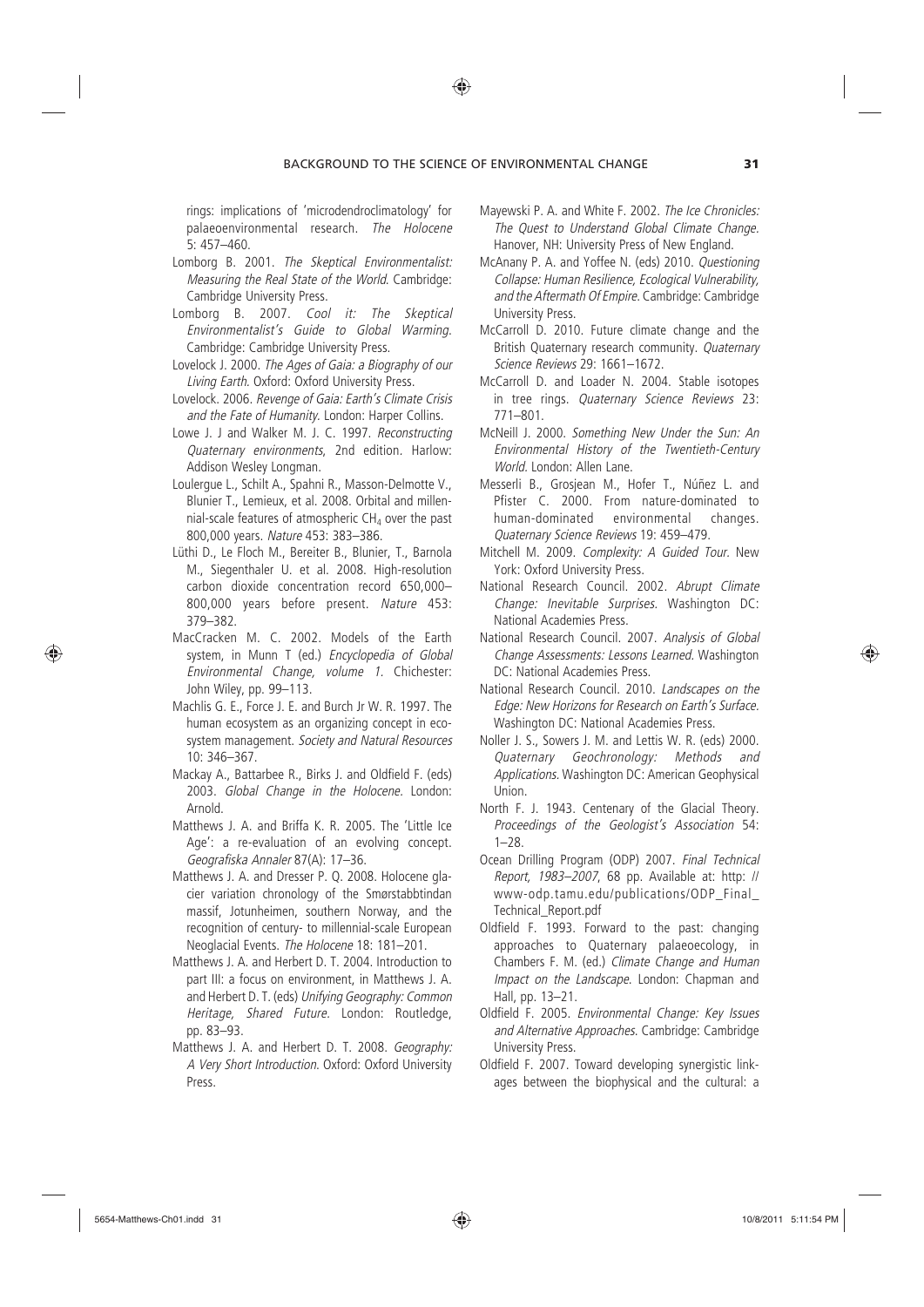rings: implications of 'microdendroclimatology' for palaeoenvironmental research. *The Holocene* 5: 457–460.

Lomborg B. 2001. *The Skeptical Environmentalist: Measuring the Real State of the World*. Cambridge: Cambridge University Press.

Lomborg B. 2007. *Cool it: The Skeptical Environmentalist's Guide to Global Warming*. Cambridge: Cambridge University Press.

Lovelock J. 2000. *The Ages of Gaia: a Biography of our Living Earth*. Oxford: Oxford University Press.

Lovelock. 2006. *Revenge of Gaia: Earth's Climate Crisis and the Fate of Humanity*. London: Harper Collins.

Lowe J. J and Walker M. J. C. 1997. *Reconstructing Quaternary environments*, 2nd edition. Harlow: Addison Wesley Longman.

Loulergue L., Schilt A., Spahni R., Masson-Delmotte V., Blunier T., Lemieux, et al. 2008. Orbital and millennial-scale features of atmospheric $CH_4$ over the past 800,000 years. *Nature* 453: 383–386.

Lüthi D., Le Floch M., Bereiter B., Blunier, T., Barnola M., Siegenthaler U. et al. 2008. High-resolution carbon dioxide concentration record 650,000–800,000 years before present. *Nature* 453: 379–382.

MacCracken M. C. 2002. Models of the Earth system, in Munn T (ed.) *Encyclopedia of Global Environmental Change, volume 1*. Chichester: John Wiley, pp. 99–113.

Machlis G. E., Force J. E. and Burch Jr W. R. 1997. The human ecosystem as an organizing concept in ecosystem management. *Society and Natural Resources* 10: 346–367.

Mackay A., Battarbee R., Birks J. and Oldfield F. (eds) 2003. *Global Change in the Holocene*. London: Arnold.

Matthews J. A. and Briffa K. R. 2005. The 'Little Ice Age': a re-evaluation of an evolving concept. *Geografiska Annaler* 87(A): 17–36.

Matthews J. A. and Dresser P. Q. 2008. Holocene glacier variation chronology of the Smørstabbtindan massif, Jotunheimen, southern Norway, and the recognition of century- to millennial-scale European Neoglacial Events. *The Holocene* 18: 181–201.

Matthews J. A. and Herbert D. T. 2004. Introduction to part III: a focus on environment, in Matthews J. A. and Herbert D. T. (eds) *Unifying Geography: Common Heritage, Shared Future*. London: Routledge, pp. 83–93.

Matthews J. A. and Herbert D. T. 2008. *Geography: A Very Short Introduction*. Oxford: Oxford University Press.

Mayewski P. A. and White F. 2002. *The Ice Chronicles: The Quest to Understand Global Climate Change*. Hanover, NH: University Press of New England.

McAnany P. A. and Yoffee N. (eds) 2010. *Questioning Collapse: Human Resilience, Ecological Vulnerability, and the Aftermath Of Empire*. Cambridge: Cambridge University Press.

McCarroll D. 2010. Future climate change and the British Quaternary research community. *Quaternary Science Reviews* 29: 1661–1672.

McCarroll D. and Loader N. 2004. Stable isotopes in tree rings. *Quaternary Science Reviews* 23: 771–801.

McNeill J. 2000. *Something New Under the Sun: An Environmental History of the Twentieth-Century World*. London: Allen Lane.

Messerli B., Grosjean M., Hofer T., Núñez L. and Pfister C. 2000. From nature-dominated to human-dominated environmental changes. *Quaternary Science Reviews* 19: 459–479.

Mitchell M. 2009. *Complexity: A Guided Tour*. New York: Oxford University Press.

National Research Council. 2002. *Abrupt Climate Change: Inevitable Surprises*. Washington DC: National Academies Press.

National Research Council. 2007. *Analysis of Global Change Assessments: Lessons Learned*. Washington DC: National Academies Press.

National Research Council. 2010. *Landscapes on the Edge: New Horizons for Research on Earth's Surface*. Washington DC: National Academies Press.

Noller J. S., Sowers J. M. and Lettis W. R. (eds) 2000. *Quaternary Geochronology: Methods and Applications*. Washington DC: American Geophysical Union.

North F. J. 1943. Centenary of the Glacial Theory. *Proceedings of the Geologist's Association* 54: 1–28.

Ocean Drilling Program (ODP) 2007. *Final Technical Report, 1983–2007*, 68 pp. Available at: http: // www-odp.tamu.edu/publications/ODP_Final_Technical_Report.pdf

Oldfield F. 1993. Forward to the past: changing approaches to Quaternary palaeoecology, in Chambers F. M. (ed.) *Climate Change and Human Impact on the Landscape*. London: Chapman and Hall, pp. 13–21.

Oldfield F. 2005. *Environmental Change: Key Issues and Alternative Approaches*. Cambridge: Cambridge University Press.

Oldfield F. 2007. Toward developing synergistic linkages between the biophysical and the cultural: a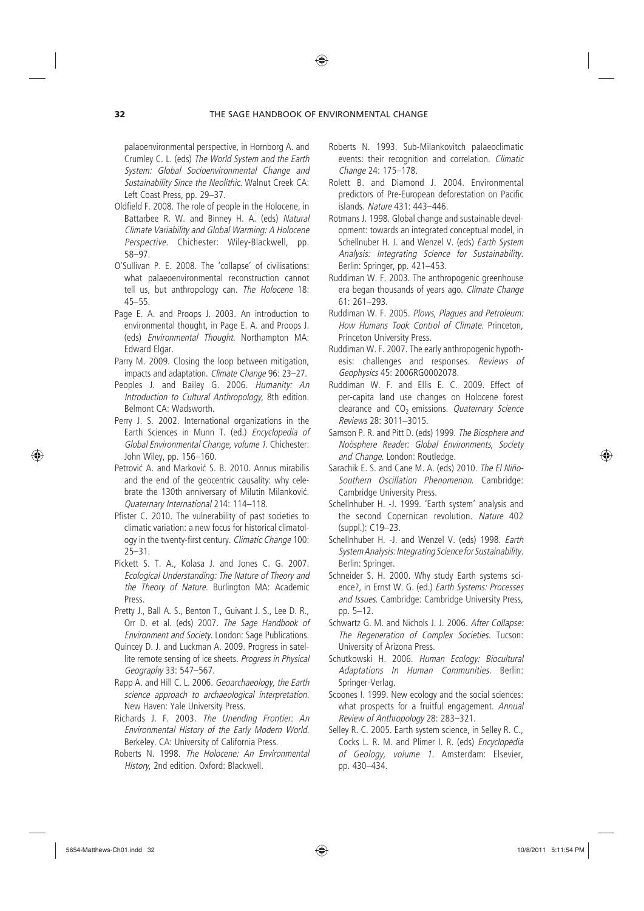palaeoenvironmental perspective, in Hornborg A. and Crumley C. L. (eds) *The World System and the Earth System: Global Socioenvironmental Change and Sustainability Since the Neolithic*. Walnut Creek CA: Left Coast Press, pp. 29–37.

Oldfield F. 2008. The role of people in the Holocene, in Battarbee R. W. and Binney H. A. (eds) *Natural Climate Variability and Global Warming: A Holocene Perspective*. Chichester: Wiley-Blackwell, pp. 58–97.

O'Sullivan P. E. 2008. The 'collapse' of civilisations: what palaeoenvironmental reconstruction cannot tell us, but anthropology can. *The Holocene* 18: 45–55.

Page E. A. and Proops J. 2003. An introduction to environmental thought, in Page E. A. and Proops J. (eds) *Environmental Thought*. Northampton MA: Edward Elgar.

Parry M. 2009. Closing the loop between mitigation, impacts and adaptation. *Climate Change* 96: 23–27.

Peoples J. and Bailey G. 2006. *Humanity: An Introduction to Cultural Anthropology*, 8th edition. Belmont CA: Wadsworth.

Perry J. S. 2002. International organizations in the Earth Sciences in Munn T. (ed.) *Encyclopedia of Global Environmental Change, volume 1*. Chichester: John Wiley, pp. 156–160.

Petrović A. and Marković S. B. 2010. Annus mirabilis and the end of the geocentric causality: why celebrate the 130th anniversary of Milutin Milanković. *Quaternary International* 214: 114–118.

Pfister C. 2010. The vulnerability of past societies to climatic variation: a new focus for historical climatology in the twenty-first century. *Climatic Change* 100: 25–31.

Pickett S. T. A., Kolasa J. and Jones C. G. 2007. *Ecological Understanding: The Nature of Theory and the Theory of Nature*. Burlington MA: Academic Press.

Pretty J., Ball A. S., Benton T., Guivant J. S., Lee D. R., Orr D. et al. (eds) 2007. *The Sage Handbook of Environment and Society*. London: Sage Publications.

Quincey D. J. and Luckman A. 2009. Progress in satellite remote sensing of ice sheets. *Progress in Physical Geography* 33: 547–567.

Rapp A. and Hill C. L. 2006. *Geoarchaeology, the Earth science approach to archaeological interpretation*. New Haven: Yale University Press.

Richards J. F. 2003. *The Unending Frontier: An Environmental History of the Early Modern World*. Berkeley. CA: University of California Press.

Roberts N. 1998. *The Holocene: An Environmental History*, 2nd edition. Oxford: Blackwell.

Roberts N. 1993. Sub-Milankovitch palaeoclimatic events: their recognition and correlation. *Climatic Change* 24: 175–178.

Rolett B. and Diamond J. 2004. Environmental predictors of Pre-European deforestation on Pacific islands. *Nature* 431: 443–446.

Rotmans J. 1998. Global change and sustainable development: towards an integrated conceptual model, in Schellnuber H. J. and Wenzel V. (eds) *Earth System Analysis: Integrating Science for Sustainability*. Berlin: Springer, pp. 421–453.

Ruddiman W. F. 2003. The anthropogenic greenhouse era began thousands of years ago. *Climate Change* 61: 261–293.

Ruddiman W. F. 2005. *Plows, Plagues and Petroleum: How Humans Took Control of Climate*. Princeton, Princeton University Press.

Ruddiman W. F. 2007. The early anthropogenic hypothesis: challenges and responses. *Reviews of Geophysics* 45: 2006RG0002078.

Ruddiman W. F. and Ellis E. C. 2009. Effect of per-capita land use changes on Holocene forest clearance and $CO_2$ emissions. *Quaternary Science Reviews* 28: 3011–3015.

Samson P. R. and Pitt D. (eds) 1999. *The Biosphere and Noösphere Reader: Global Environments, Society and Change*. London: Routledge.

Sarachik E. S. and Cane M. A. (eds) 2010. *The El Niño-Southern Oscillation Phenomenon*. Cambridge: Cambridge University Press.

Schellnhuber H. -J. 1999. 'Earth system' analysis and the second Copernican revolution. *Nature* 402 (suppl.): C19–23.

Schellnhuber H. -J. and Wenzel V. (eds) 1998. *Earth System Analysis: Integrating Science for Sustainability*. Berlin: Springer.

Schneider S. H. 2000. Why study Earth systems science?, in Ernst W. G. (ed.) *Earth Systems: Processes and Issues*. Cambridge: Cambridge University Press, pp. 5–12.

Schwartz G. M. and Nichols J. J. 2006. *After Collapse: The Regeneration of Complex Societies*. Tucson: University of Arizona Press.

Schutkowski H. 2006. *Human Ecology: Biocultural Adaptations In Human Communities*. Berlin: Springer-Verlag.

Scoones I. 1999. New ecology and the social sciences: what prospects for a fruitful engagement. *Annual Review of Anthropology* 28: 283–321.

Selley R. C. 2005. Earth system science, in Selley R. C., Cocks L. R. M. and Plimer I. R. (eds) *Encyclopedia of Geology, volume 1*. Amsterdam: Elsevier, pp. 430–434.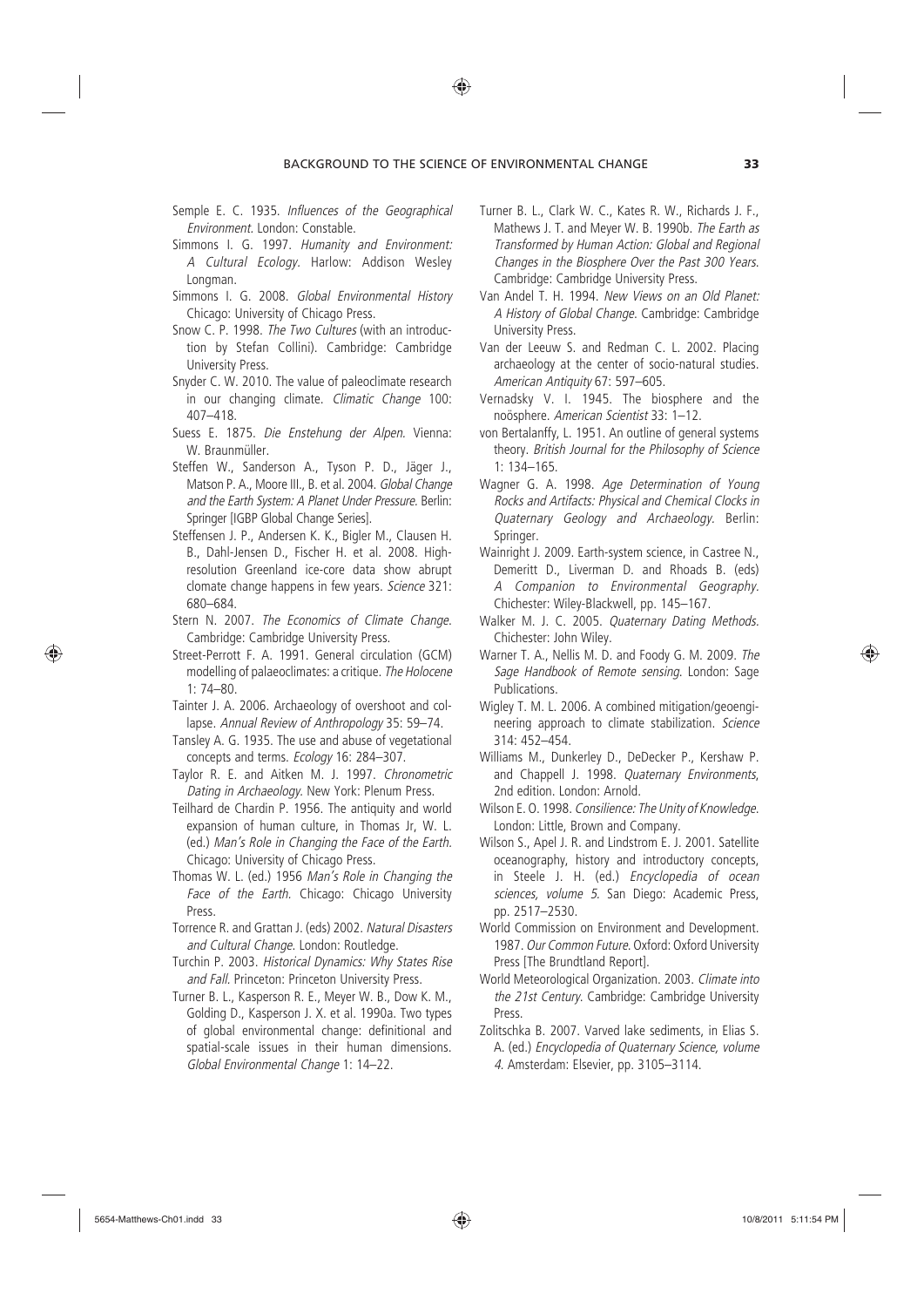Semple E. C. 1935. *Influences of the Geographical Environment*. London: Constable.

Simmons I. G. 1997. *Humanity and Environment: A Cultural Ecology*. Harlow: Addison Wesley Longman.

Simmons I. G. 2008. *Global Environmental History* Chicago: University of Chicago Press.

Snow C. P. 1998. *The Two Cultures* (with an introduction by Stefan Collini). Cambridge: Cambridge University Press.

Snyder C. W. 2010. The value of paleoclimate research in our changing climate. *Climatic Change* 100: 407–418.

Suess E. 1875. *Die Enstehung der Alpen*. Vienna: W. Braunmüller.

Steffen W., Sanderson A., Tyson P. D., Jäger J., Matson P. A., Moore III., B. et al. 2004. *Global Change and the Earth System: A Planet Under Pressure*. Berlin: Springer [IGBP Global Change Series].

Steffensen J. P., Andersen K. K., Bigler M., Clausen H. B., Dahl-Jensen D., Fischer H. et al. 2008. High-resolution Greenland ice-core data show abrupt clomate change happens in few years. *Science* 321: 680–684.

Stern N. 2007. *The Economics of Climate Change*. Cambridge: Cambridge University Press.

Street-Perrott F. A. 1991. General circulation (GCM) modelling of palaeoclimates: a critique. *The Holocene* 1: 74–80.

Tainter J. A. 2006. Archaeology of overshoot and collapse. *Annual Review of Anthropology* 35: 59–74.

Tansley A. G. 1935. The use and abuse of vegetational concepts and terms. *Ecology* 16: 284–307.

Taylor R. E. and Aitken M. J. 1997. *Chronometric Dating in Archaeology*. New York: Plenum Press.

Teilhard de Chardin P. 1956. The antiquity and world expansion of human culture, in Thomas Jr, W. L. (ed.) *Man's Role in Changing the Face of the Earth*. Chicago: University of Chicago Press.

Thomas W. L. (ed.) 1956 *Man's Role in Changing the Face of the Earth*. Chicago: Chicago University Press.

Torrence R. and Grattan J. (eds) 2002. *Natural Disasters and Cultural Change*. London: Routledge.

Turchin P. 2003. *Historical Dynamics: Why States Rise and Fall*. Princeton: Princeton University Press.

Turner B. L., Kasperson R. E., Meyer W. B., Dow K. M., Golding D., Kasperson J. X. et al. 1990a. Two types of global environmental change: definitional and spatial-scale issues in their human dimensions. *Global Environmental Change* 1: 14–22.

Turner B. L., Clark W. C., Kates R. W., Richards J. F., Mathews J. T. and Meyer W. B. 1990b. *The Earth as Transformed by Human Action: Global and Regional Changes in the Biosphere Over the Past 300 Years*. Cambridge: Cambridge University Press.

Van Andel T. H. 1994. *New Views on an Old Planet: A History of Global Change*. Cambridge: Cambridge University Press.

Van der Leeuw S. and Redman C. L. 2002. Placing archaeology at the center of socio-natural studies. *American Antiquity* 67: 597–605.

Vernadsky V. I. 1945. The biosphere and the noösphere. *American Scientist* 33: 1–12.

von Bertalanffy, L. 1951. An outline of general systems theory. *British Journal for the Philosophy of Science* 1: 134–165.

Wagner G. A. 1998. *Age Determination of Young Rocks and Artifacts: Physical and Chemical Clocks in Quaternary Geology and Archaeology*. Berlin: Springer.

Wainright J. 2009. Earth-system science, in Castree N., Demeritt D., Liverman D. and Rhoads B. (eds) *A Companion to Environmental Geography*. Chichester: Wiley-Blackwell, pp. 145–167.

Walker M. J. C. 2005. *Quaternary Dating Methods*. Chichester: John Wiley.

Warner T. A., Nellis M. D. and Foody G. M. 2009. *The Sage Handbook of Remote sensing*. London: Sage Publications.

Wigley T. M. L. 2006. A combined mitigation/geoengineering approach to climate stabilization. *Science* 314: 452–454.

Williams M., Dunkerley D., DeDecker P., Kershaw P. and Chappell J. 1998. *Quaternary Environments*, 2nd edition. London: Arnold.

Wilson E. O. 1998. *Consilience: The Unity of Knowledge*. London: Little, Brown and Company.

Wilson S., Apel J. R. and Lindstrom E. J. 2001. Satellite oceanography, history and introductory concepts, in Steele J. H. (ed.) *Encyclopedia of ocean sciences, volume 5*. San Diego: Academic Press, pp. 2517–2530.

World Commission on Environment and Development. 1987. *Our Common Future*. Oxford: Oxford University Press [The Brundtland Report].

World Meteorological Organization. 2003. *Climate into the 21st Century*. Cambridge: Cambridge University Press.

Zolitschka B. 2007. Varved lake sediments, in Elias S. A. (ed.) *Encyclopedia of Quaternary Science, volume 4*. Amsterdam: Elsevier, pp. 3105–3114.